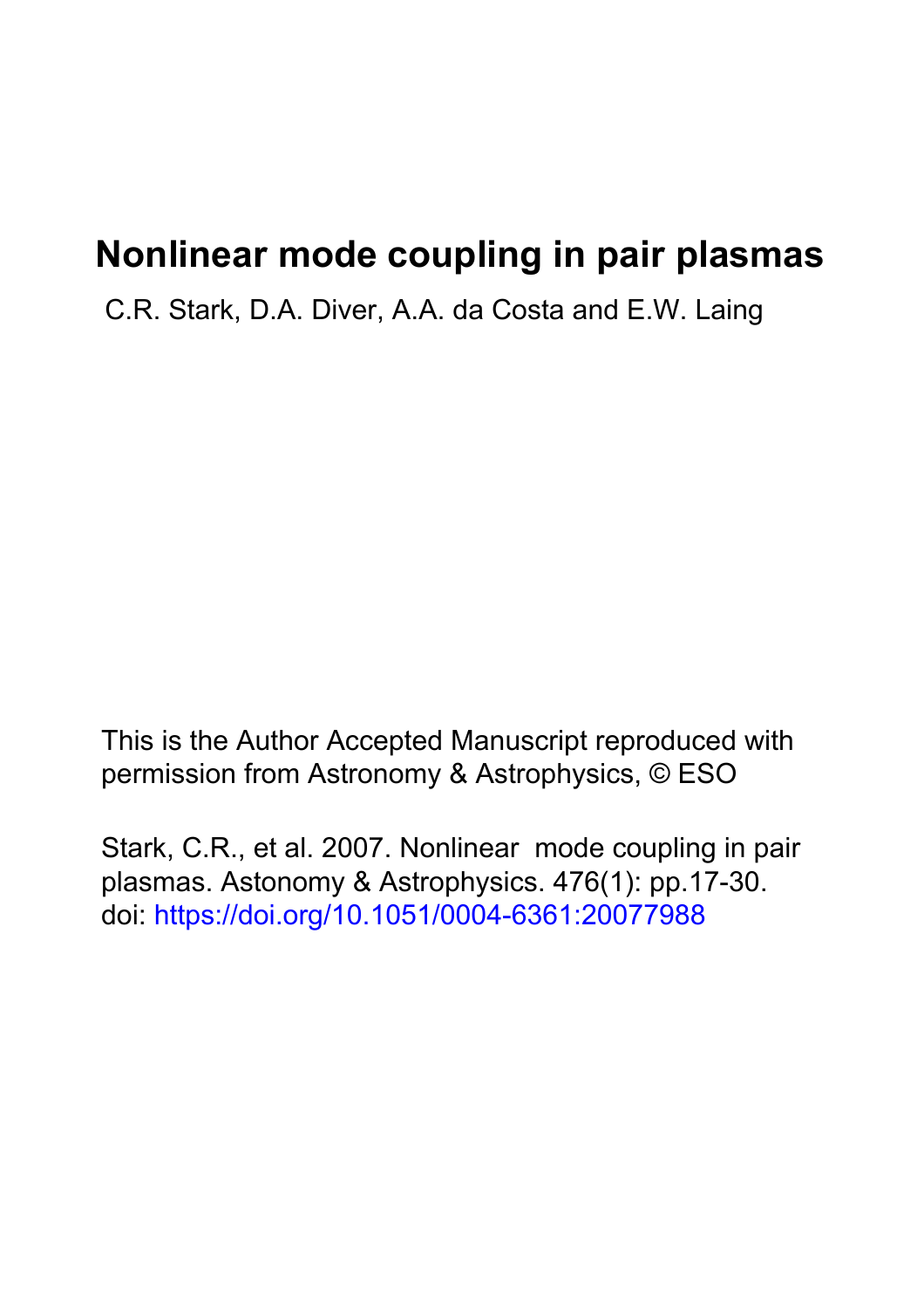# Nonlinear mode coupling in pair plasmas

C.R. Stark, D.A. Diver, A.A. da Costa and E.W. Laing

This is the Author Accepted Manuscript reproduced with permission from Astronomy & Astrophysics, © ESO

Stark, C.R., et al. 2007. Nonlinear mode coupling in pair plasmas. Astonomy & Astrophysics. 476(1): pp.17-30. doi: https://doi.org/10.1051/0004-6361:20077988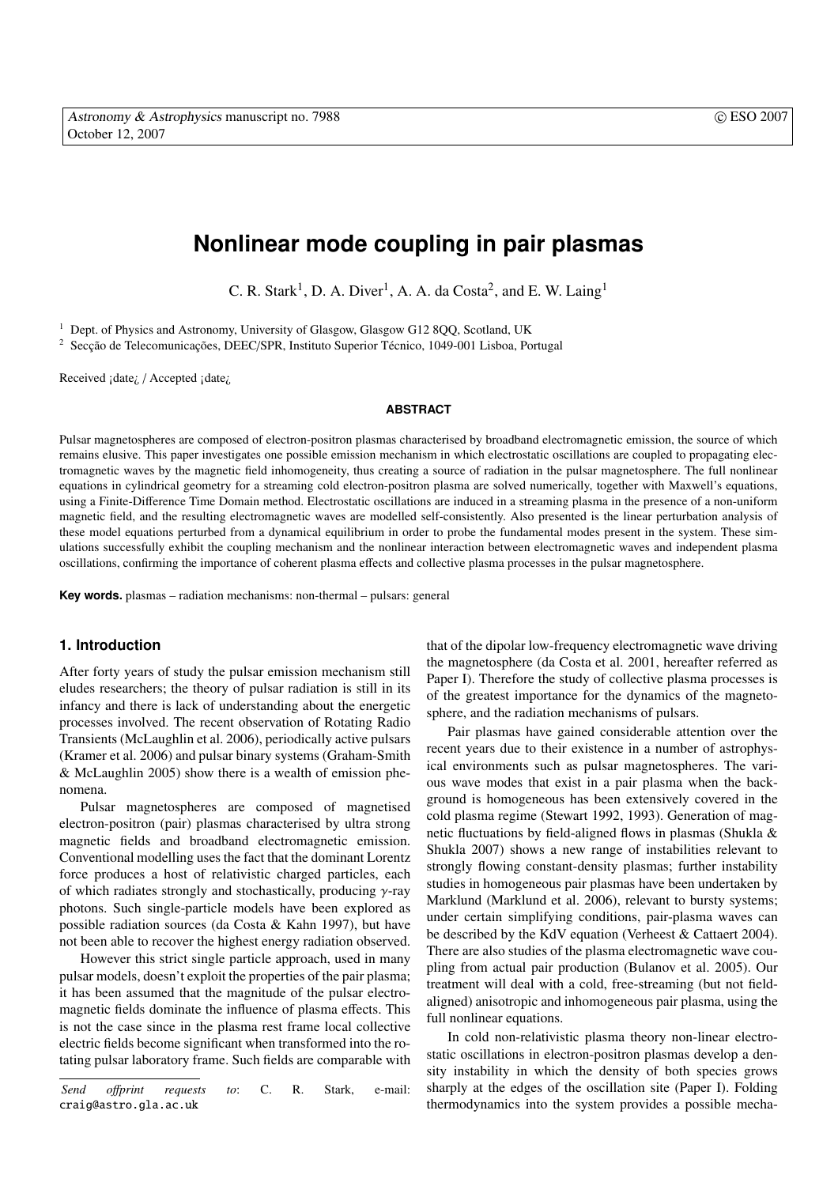# Nonlinear mode coupling in pair plasmas

C. R. Stark[1], D. A. Diver[1], A. A. da Costa[2], and E. W. Laing[1]

[1] Dept. of Physics and Astronomy, University of Glasgow, Glasgow G12 8QQ, Scotland, UK

[2] Secção de Telecomunicações, DEEC/SPR, Instituto Superior Técnico, 1049-001 Lisboa, Portugal

Received ¡date¿ / Accepted ¡date¿

**ABSTRACT**

Pulsar magnetospheres are composed of electron-positron plasmas characterised by broadband electromagnetic emission, the source of which remains elusive. This paper investigates one possible emission mechanism in which electrostatic oscillations are coupled to propagating electromagnetic waves by the magnetic field inhomogeneity, thus creating a source of radiation in the pulsar magnetosphere. The full nonlinear equations in cylindrical geometry for a streaming cold electron-positron plasma are solved numerically, together with Maxwell's equations, using a Finite-Difference Time Domain method. Electrostatic oscillations are induced in a streaming plasma in the presence of a non-uniform magnetic field, and the resulting electromagnetic waves are modelled self-consistently. Also presented is the linear perturbation analysis of these model equations perturbed from a dynamical equilibrium in order to probe the fundamental modes present in the system. These simulations successfully exhibit the coupling mechanism and the nonlinear interaction between electromagnetic waves and independent plasma oscillations, confirming the importance of coherent plasma effects and collective plasma processes in the pulsar magnetosphere.

**Key words.** plasmas – radiation mechanisms: non-thermal – pulsars: general

## 1. Introduction

After forty years of study the pulsar emission mechanism still eludes researchers; the theory of pulsar radiation is still in its infancy and there is lack of understanding about the energetic processes involved. The recent observation of Rotating Radio Transients (McLaughlin et al. 2006), periodically active pulsars (Kramer et al. 2006) and pulsar binary systems (Graham-Smith & McLaughlin 2005) show there is a wealth of emission phenomena.

Pulsar magnetospheres are composed of magnetised electron-positron (pair) plasmas characterised by ultra strong magnetic fields and broadband electromagnetic emission. Conventional modelling uses the fact that the dominant Lorentz force produces a host of relativistic charged particles, each of which radiates strongly and stochastically, producing $\gamma$-ray photons. Such single-particle models have been explored as possible radiation sources (da Costa & Kahn 1997), but have not been able to recover the highest energy radiation observed.

However this strict single particle approach, used in many pulsar models, doesn't exploit the properties of the pair plasma; it has been assumed that the magnitude of the pulsar electromagnetic fields dominate the influence of plasma effects. This is not the case since in the plasma rest frame local collective electric fields become significant when transformed into the rotating pulsar laboratory frame. Such fields are comparable with that of the dipolar low-frequency electromagnetic wave driving the magnetosphere (da Costa et al. 2001, hereafter referred as Paper I). Therefore the study of collective plasma processes is of the greatest importance for the dynamics of the magnetosphere, and the radiation mechanisms of pulsars.

Pair plasmas have gained considerable attention over the recent years due to their existence in a number of astrophysical environments such as pulsar magnetospheres. The various wave modes that exist in a pair plasma when the background is homogeneous has been extensively covered in the cold plasma regime (Stewart 1992, 1993). Generation of magnetic fluctuations by field-aligned flows in plasmas (Shukla & Shukla 2007) shows a new range of instabilities relevant to strongly flowing constant-density plasmas; further instability studies in homogeneous pair plasmas have been undertaken by Marklund (Marklund et al. 2006), relevant to bursty systems; under certain simplifying conditions, pair-plasma waves can be described by the KdV equation (Verheest & Cattaert 2004). There are also studies of the plasma electromagnetic wave coupling from actual pair production (Bulanov et al. 2005). Our treatment will deal with a cold, free-streaming (but not field-aligned) anisotropic and inhomogeneous pair plasma, using the full nonlinear equations.

In cold non-relativistic plasma theory non-linear electrostatic oscillations in electron-positron plasmas develop a density instability in which the density of both species grows sharply at the edges of the oscillation site (Paper I). Folding thermodynamics into the system provides a possible mecha-

*Send offprint requests to*: C. R. Stark, e-mail: craig@astro.gla.ac.uk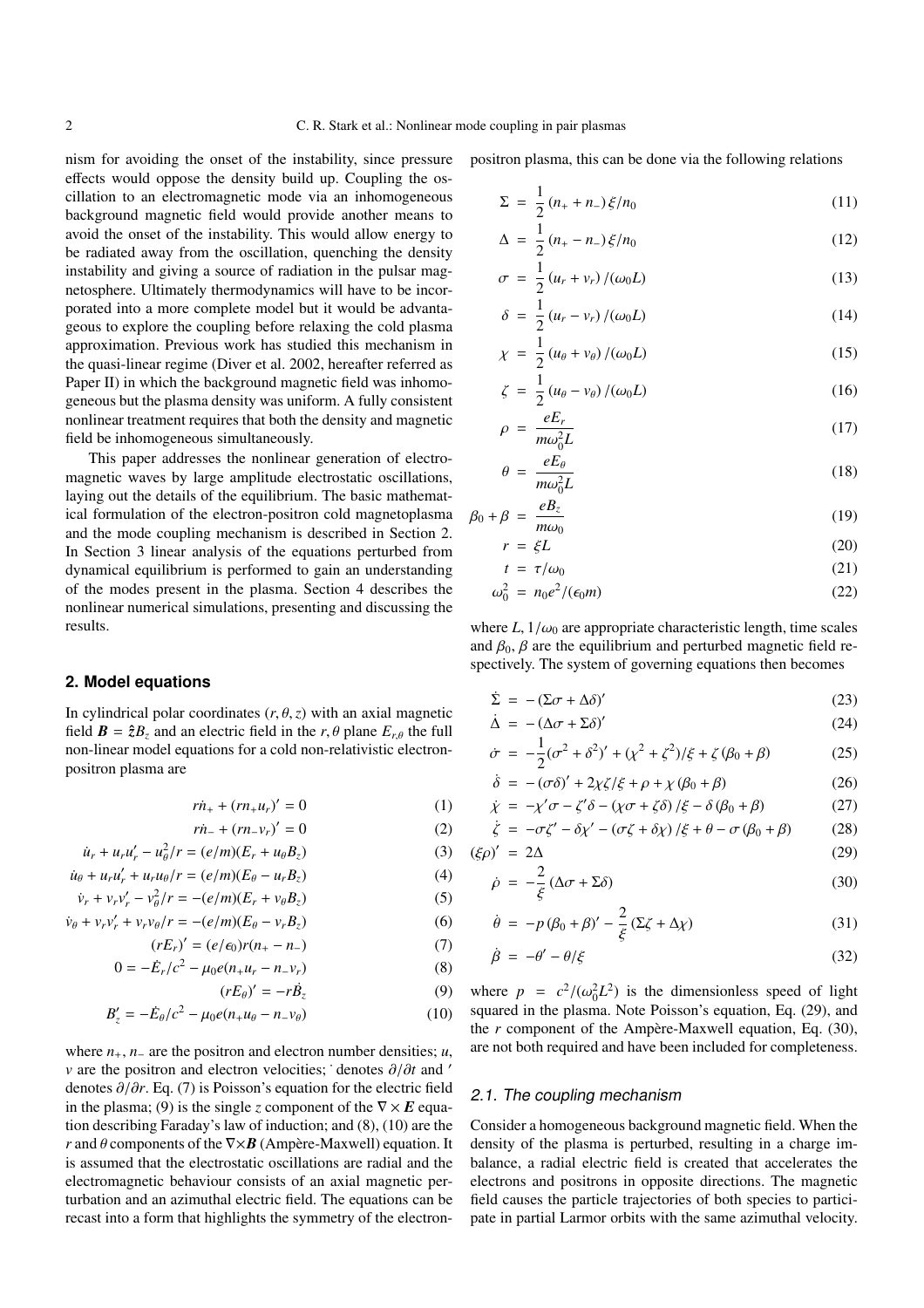nism for avoiding the onset of the instability, since pressure effects would oppose the density build up. Coupling the oscillation to an electromagnetic mode via an inhomogeneous background magnetic field would provide another means to avoid the onset of the instability. This would allow energy to be radiated away from the oscillation, quenching the density instability and giving a source of radiation in the pulsar magnetosphere. Ultimately thermodynamics will have to be incorporated into a more complete model but it would be advantageous to explore the coupling before relaxing the cold plasma approximation. Previous work has studied this mechanism in the quasi-linear regime (Diver et al. 2002, hereafter referred as Paper II) in which the background magnetic field was inhomogeneous but the plasma density was uniform. A fully consistent nonlinear treatment requires that both the density and magnetic field be inhomogeneous simultaneously.

This paper addresses the nonlinear generation of electromagnetic waves by large amplitude electrostatic oscillations, laying out the details of the equilibrium. The basic mathematical formulation of the electron-positron cold magnetoplasma and the mode coupling mechanism is described in Section 2. In Section 3 linear analysis of the equations perturbed from dynamical equilibrium is performed to gain an understanding of the modes present in the plasma. Section 4 describes the nonlinear numerical simulations, presenting and discussing the results.

## 2. Model equations

In cylindrical polar coordinates $(r, \theta, z)$ with an axial magnetic field $\boldsymbol{B} = \hat{\boldsymbol{z}} B_z$ and an electric field in the $r, \theta$ plane $E_{r,\theta}$ the full non-linear model equations for a cold non-relativistic electron-positron plasma are

$$r\dot{n}_+ + (rn_+u_r)' = 0 \quad (1)$$

$$r\dot{n}_- + (rn_-v_r)' = 0 \quad (2)$$

$$\dot{u}_r + u_r u_r' - u_\theta^2/r = (e/m)(E_r + u_\theta B_z) \quad (3)$$

$$\dot{u}_\theta + u_r u_\theta' + u_r u_\theta/r = (e/m)(E_\theta - u_r B_z) \quad (4)$$

$$\dot{v}_r + v_r v_r' - v_\theta^2/r = -(e/m)(E_r + v_\theta B_z) \quad (5)$$

$$\dot{v}_\theta + v_r v_\theta' + v_r v_\theta/r = -(e/m)(E_\theta - v_r B_z) \quad (6)$$

$$(rE_r)' = (e/\epsilon_0) r(n_+ - n_-) \quad (7)$$

$$0 = -\dot{E}_r/c^2 - \mu_0 e(n_+u_r - n_-v_r) \quad (8)$$

$$(rE_\theta)' = -r\dot{B}_z \quad (9)$$

$$B_z' = -\dot{E}_\theta/c^2 - \mu_0 e(n_+u_\theta - n_-v_\theta) \quad (10)$$

where $n_+, n_-$ are the positron and electron number densities; $u$, $v$ are the positron and electron velocities; $\dot{}$ denotes $\partial/\partial t$ and $'$ denotes $\partial/\partial r$. Eq. (7) is Poisson's equation for the electric field in the plasma; (9) is the single $z$ component of the $\nabla \times \boldsymbol{E}$ equation describing Faraday's law of induction; and (8), (10) are the $r$ and $\theta$ components of the $\nabla\times\boldsymbol{B}$ (Ampère-Maxwell) equation. It is assumed that the electrostatic oscillations are radial and the electromagnetic behaviour consists of an axial magnetic perturbation and an azimuthal electric field. The equations can be recast into a form that highlights the symmetry of the electron-positron plasma, this can be done via the following relations

$$\Sigma = \frac{1}{2}(n_+ + n_-)\xi/n_0 \quad (11)$$

$$\Delta = \frac{1}{2}(n_+ - n_-)\xi/n_0 \quad (12)$$

$$\sigma = \frac{1}{2}(u_r + v_r)/(\omega_0 L) \quad (13)$$

$$\delta = \frac{1}{2}(u_r - v_r)/(\omega_0 L) \quad (14)$$

$$\chi = \frac{1}{2}(u_\theta + v_\theta)/(\omega_0 L) \quad (15)$$

$$\zeta = \frac{1}{2}(u_\theta - v_\theta)/(\omega_0 L) \quad (16)$$

$$\rho = \frac{eE_r}{m\omega_0^2 L} \quad (17)$$

$$\theta = \frac{eE_\theta}{m\omega_0^2 L} \quad (18)$$

$$\beta_0 + \beta = \frac{eB_z}{m\omega_0} \quad (19)$$

$$r = \xi L \quad (20)$$

$$t = \tau/\omega_0 \quad (21)$$

$$\omega_0^2 = n_0 e^2/(\epsilon_0 m) \quad (22)$$

where $L$, $1/\omega_0$ are appropriate characteristic length, time scales and $\beta_0$, $\beta$ are the equilibrium and perturbed magnetic field respectively. The system of governing equations then becomes

$$\dot{\Sigma} = -(\Sigma\sigma + \Delta\delta)' \quad (23)$$

$$\dot{\Delta} = -(\Delta\sigma + \Sigma\delta)' \quad (24)$$

$$\dot{\sigma} = -\frac{1}{2}(\sigma^2 + \delta^2)' + (\chi^2 + \zeta^2)/\xi + \zeta(\beta_0 + \beta) \quad (25)$$

$$\dot{\delta} = -(\sigma\delta)' + 2\chi\zeta/\xi + \rho + \chi(\beta_0 + \beta) \quad (26)$$

$$\dot{\chi} = -\chi'\sigma - \zeta'\delta - (\chi\sigma + \zeta\delta)/\xi - \delta(\beta_0 + \beta) \quad (27)$$

$$\dot{\zeta} = -\sigma\zeta' - \delta\chi' - (\sigma\zeta + \delta\chi)/\xi + \theta - \sigma(\beta_0 + \beta) \quad (28)$$

$$(\xi\rho)' = 2\Delta \quad (29)$$

$$\dot{\rho} = -\frac{2}{\xi}(\Delta\sigma + \Sigma\delta) \quad (30)$$

$$\dot{\theta} = -p(\beta_0 + \beta)' - \frac{2}{\xi}(\Sigma\zeta + \Delta\chi) \quad (31)$$

$$\dot{\beta} = -\theta' - \theta/\xi \quad (32)$$

where $p = c^2/(\omega_0^2 L^2)$ is the dimensionless speed of light squared in the plasma. Note Poisson's equation, Eq. (29), and the $r$ component of the Ampère-Maxwell equation, Eq. (30), are not both required and have been included for completeness.

### 2.1. The coupling mechanism

Consider a homogeneous background magnetic field. When the density of the plasma is perturbed, resulting in a charge imbalance, a radial electric field is created that accelerates the electrons and positrons in opposite directions. The magnetic field causes the particle trajectories of both species to participate in partial Larmor orbits with the same azimuthal velocity.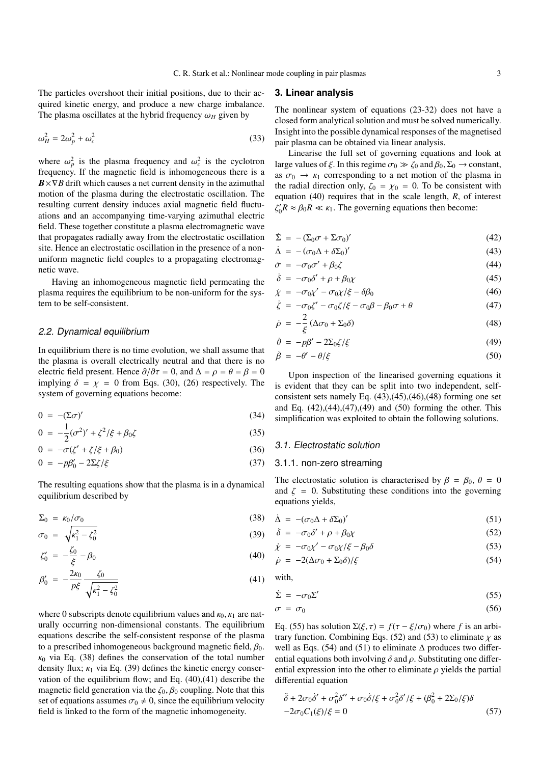The particles overshoot their initial positions, due to their acquired kinetic energy, and produce a new charge imbalance. The plasma oscillates at the hybrid frequency $\omega_H$ given by

$$\omega_H^2 = 2\omega_p^2 + \omega_c^2 \tag{33}$$

where $\omega_p^2$ is the plasma frequency and $\omega_c^2$ is the cyclotron frequency. If the magnetic field is inhomogeneous there is a $\boldsymbol{B}\times\nabla B$ drift which causes a net current density in the azimuthal motion of the plasma during the electrostatic oscillation. The resulting current density induces axial magnetic field fluctuations and an accompanying time-varying azimuthal electric field. These together constitute a plasma electromagnetic wave that propagates radially away from the electrostatic oscillation site. Hence an electrostatic oscillation in the presence of a non-uniform magnetic field couples to a propagating electromagnetic wave.

Having an inhomogeneous magnetic field permeating the plasma requires the equilibrium to be non-uniform for the system to be self-consistent.

### 2.2. Dynamical equilibrium

In equilibrium there is no time evolution, we shall assume that the plasma is overall electrically neutral and that there is no electric field present. Hence $\partial/\partial\tau = 0$, and $\Delta = \rho = \theta = \beta = 0$ implying $\delta = \chi = 0$ from Eqs. (30), (26) respectively. The system of governing equations become:

$$0 = -(\Sigma\sigma)' \tag{34}$$

$$0 = -\frac{1}{2}(\sigma^2)' + \zeta^2/\xi + \beta_0\zeta \tag{35}$$

$$0 = -\sigma(\zeta' + \zeta/\xi + \beta_0) \tag{36}$$

$$0 = -p\beta_0' - 2\Sigma\zeta/\xi \tag{37}$$

The resulting equations show that the plasma is in a dynamical equilibrium described by

$$\Sigma_0 = \kappa_0/\sigma_0 \tag{38}$$

$$\sigma_0 = \sqrt{\kappa_1^2 - \zeta_0^2} \tag{39}$$

$$\zeta_0' = -\frac{\zeta_0}{\xi} - \beta_0 \tag{40}$$

$$\beta_0' = -\frac{2\kappa_0}{p\xi}\frac{\zeta_0}{\sqrt{\kappa_1^2 - \zeta_0^2}} \tag{41}$$

where 0 subscripts denote equilibrium values and $\kappa_0, \kappa_1$ are naturally occurring non-dimensional constants. The equilibrium equations describe the self-consistent response of the plasma to a prescribed inhomogeneous background magnetic field, $\beta_0$. $\kappa_0$ via Eq. (38) defines the conservation of the total number density flux; $\kappa_1$ via Eq. (39) defines the kinetic energy conservation of the equilibrium flow; and Eq. (40),(41) describe the magnetic field generation via the $\zeta_0, \beta_0$ coupling. Note that this set of equations assumes $\sigma_0 \neq 0$, since the equilibrium velocity field is linked to the form of the magnetic inhomogeneity.

## 3. Linear analysis

The nonlinear system of equations (23-32) does not have a closed form analytical solution and must be solved numerically. Insight into the possible dynamical responses of the magnetised pair plasma can be obtained via linear analysis.

Linearise the full set of governing equations and look at large values of $\xi$. In this regime $\sigma_0 \gg \zeta_0$ and $\beta_0, \Sigma_0 \to$ constant, as $\sigma_0 \to \kappa_1$ corresponding to a net motion of the plasma in the radial direction only, $\zeta_0 = \chi_0 = 0$. To be consistent with equation (40) requires that in the scale length, $R$, of interest $\zeta_0' R \approx \beta_0 R \ll \kappa_1$. The governing equations then become:

$$\dot{\Sigma} = -(\Sigma_0\sigma + \Sigma\sigma_0)' \tag{42}$$

$$\dot{\Delta} = -(\sigma_0\Delta + \delta\Sigma_0)' \tag{43}$$

$$\dot{\sigma} = -\sigma_0\sigma' + \beta_0\zeta \tag{44}$$

$$\dot{\delta} = -\sigma_0\delta' + \rho + \beta_0\chi \tag{45}$$

$$\dot{\chi} = -\sigma_0\chi' - \sigma_0\chi/\xi - \delta\beta_0 \tag{46}$$

$$\dot{\zeta} = -\sigma_0\zeta' - \sigma_0\zeta/\xi - \sigma_0\beta - \beta_0\sigma + \theta \tag{47}$$

$$\dot{\rho} = -\frac{2}{\xi}(\Delta\sigma_0 + \Sigma_0\delta) \tag{48}$$

$$\dot{\theta} = -p\beta' - 2\Sigma_0\zeta/\xi \tag{49}$$

$$\dot{\beta} = -\theta' - \theta/\xi \tag{50}$$

Upon inspection of the linearised governing equations it is evident that they can be split into two independent, self-consistent sets namely Eq. (43),(45),(46),(48) forming one set and Eq. (42),(44),(47),(49) and (50) forming the other. This simplification was exploited to obtain the following solutions.

### 3.1. Electrostatic solution

#### 3.1.1. non-zero streaming

The electrostatic solution is characterised by $\beta = \beta_0$, $\theta = 0$ and $\zeta = 0$. Substituting these conditions into the governing equations yields,

$$\dot{\Delta} = -(\sigma_0\Delta + \delta\Sigma_0)' \tag{51}$$

$$\dot{\delta} = -\sigma_0\delta' + \rho + \beta_0\chi \tag{52}$$

$$\dot{\chi} = -\sigma_0\chi' - \sigma_0\chi/\xi - \beta_0\delta \tag{53}$$

$$\dot{\rho} = -2(\Delta\sigma_0 + \Sigma_0\delta)/\xi \tag{54}$$

with,

$$\dot{\Sigma} = -\sigma_0\Sigma' \tag{55}$$

$$\sigma = \sigma_0 \tag{56}$$

Eq. (55) has solution $\Sigma(\xi,\tau) = f(\tau - \xi/\sigma_0)$ where $f$ is an arbitrary function. Combining Eqs. (52) and (53) to eliminate $\chi$ as well as Eqs. (54) and (51) to eliminate $\Delta$ produces two differential equations both involving $\delta$ and $\rho$. Substituting one differential expression into the other to eliminate $\rho$ yields the partial differential equation

$$\ddot{\delta} + 2\sigma_0\dot{\delta}' + \sigma_0^2\delta'' + \sigma_0\dot{\delta}/\xi + \sigma_0^2\delta'/\xi + (\beta_0^2 + 2\Sigma_0/\xi)\delta$$
$$-2\sigma_0 C_1(\xi)/\xi = 0 \tag{57}$$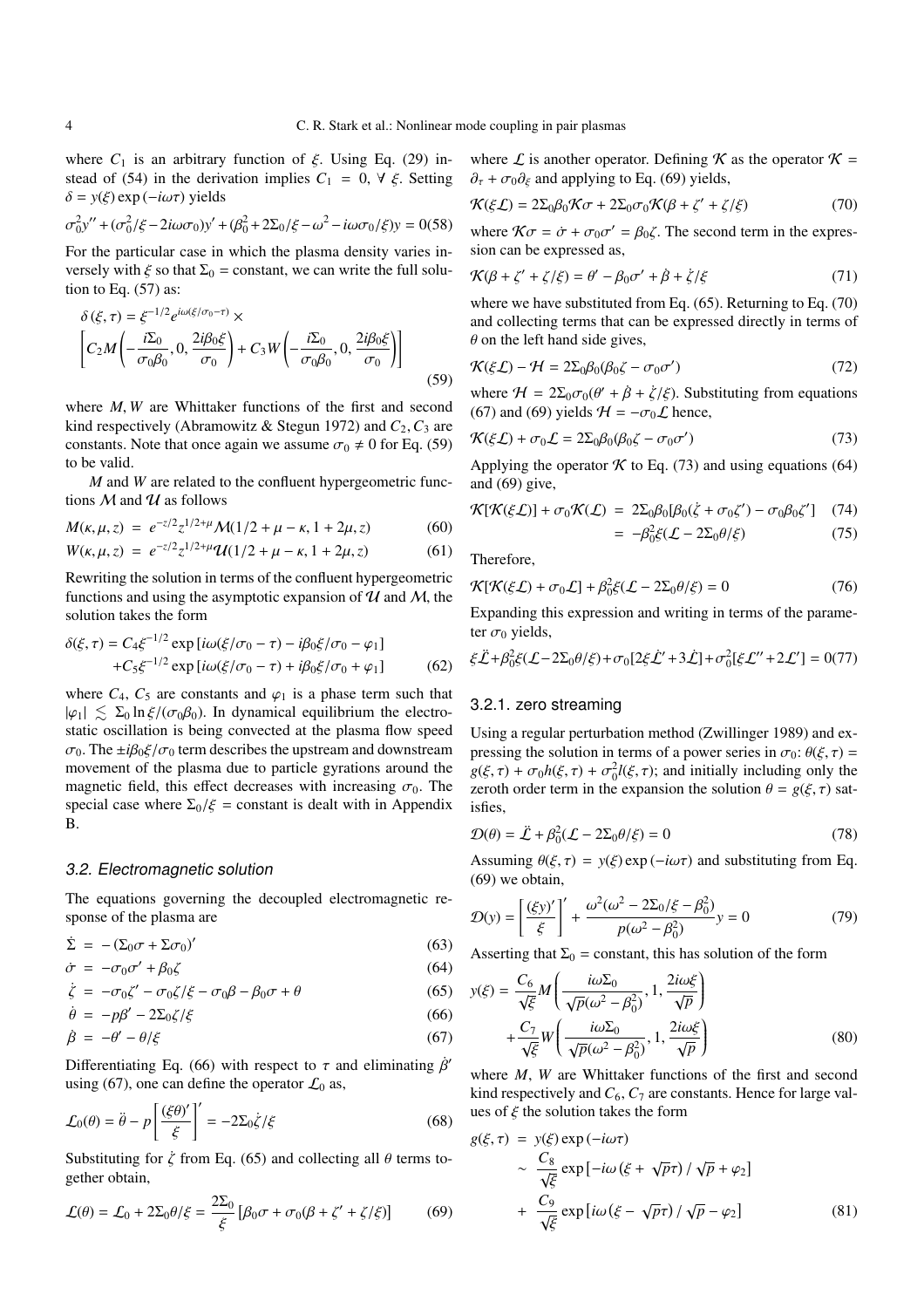where $C_1$ is an arbitrary function of $\xi$. Using Eq. (29) instead of (54) in the derivation implies $C_1 = 0, \ \forall \ \xi$. Setting $\delta = y(\xi) \exp(-i\omega\tau)$ yields

$$\sigma_0^2 y'' + (\sigma_0^2/\xi - 2i\omega\sigma_0)y' + (\beta_0^2 + 2\Sigma_0/\xi - \omega^2 - i\omega\sigma_0/\xi)y = 0 \quad (58)$$

For the particular case in which the plasma density varies inversely with $\xi$ so that $\Sigma_0 =$ constant, we can write the full solution to Eq. (57) as:

$$\delta(\xi,\tau) = \xi^{-1/2} e^{i\omega(\xi/\sigma_0 - \tau)} \times \left[ C_2 M\left(-\frac{i\Sigma_0}{\sigma_0\beta_0}, 0, \frac{2i\beta_0\xi}{\sigma_0}\right) + C_3 W\left(-\frac{i\Sigma_0}{\sigma_0\beta_0}, 0, \frac{2i\beta_0\xi}{\sigma_0}\right)\right] \quad (59)$$

where $M, W$ are Whittaker functions of the first and second kind respectively (Abramowitz & Stegun 1972) and $C_2, C_3$ are constants. Note that once again we assume $\sigma_0 \neq 0$ for Eq. (59) to be valid.

$M$ and $W$ are related to the confluent hypergeometric functions $\mathcal{M}$ and $\mathcal{U}$ as follows

$$M(\kappa,\mu,z) = e^{-z/2} z^{1/2+\mu} \mathcal{M}(1/2 + \mu - \kappa, 1 + 2\mu, z) \quad (60)$$

$$W(\kappa,\mu,z) = e^{-z/2} z^{1/2+\mu} \mathcal{U}(1/2 + \mu - \kappa, 1 + 2\mu, z) \quad (61)$$

Rewriting the solution in terms of the confluent hypergeometric functions and using the asymptotic expansion of $\mathcal{U}$ and $\mathcal{M}$, the solution takes the form

$$\begin{aligned}\delta(\xi,\tau) = &C_4 \xi^{-1/2} \exp\left[i\omega(\xi/\sigma_0 - \tau) - i\beta_0\xi/\sigma_0 - \varphi_1\right] \\ &+ C_5 \xi^{-1/2} \exp\left[i\omega(\xi/\sigma_0 - \tau) + i\beta_0\xi/\sigma_0 + \varphi_1\right] \end{aligned} \quad (62)$$

where $C_4$, $C_5$ are constants and $\varphi_1$ is a phase term such that $|\varphi_1| \lesssim \Sigma_0 \ln\xi/(\sigma_0\beta_0)$. In dynamical equilibrium the electrostatic oscillation is being convected at the plasma flow speed $\sigma_0$. The $\pm i\beta_0\xi/\sigma_0$ term describes the upstream and downstream movement of the plasma due to particle gyrations around the magnetic field, this effect decreases with increasing $\sigma_0$. The special case where $\Sigma_0/\xi =$ constant is dealt with in Appendix B.

### 3.2. Electromagnetic solution

The equations governing the decoupled electromagnetic response of the plasma are

$$\dot{\Sigma} = -(\Sigma_0\sigma + \Sigma\sigma_0)' \quad (63)$$

$$\dot{\sigma} = -\sigma_0\sigma' + \beta_0\zeta \quad (64)$$

$$\dot{\zeta} = -\sigma_0\zeta' - \sigma_0\zeta/\xi - \sigma_0\beta - \beta_0\sigma + \theta \quad (65)$$

$$\dot{\theta} = -p\beta' - 2\Sigma_0\zeta/\xi \quad (66)$$

$$\dot{\beta} = -\theta' - \theta/\xi \quad (67)$$

Differentiating Eq. (66) with respect to $\tau$ and eliminating $\dot{\beta}'$ using (67), one can define the operator $\mathcal{L}_0$ as,

$$\mathcal{L}_0(\theta) = \ddot{\theta} - p\left[\frac{(\xi\theta)'}{\xi}\right]' = -2\Sigma_0\dot{\zeta}/\xi \quad (68)$$

Substituting for $\dot{\zeta}$ from Eq. (65) and collecting all $\theta$ terms together obtain,

$$\mathcal{L}(\theta) = \mathcal{L}_0 + 2\Sigma_0\theta/\xi = \frac{2\Sigma_0}{\xi}\left[\beta_0\sigma + \sigma_0(\beta + \zeta' + \zeta/\xi)\right] \quad (69)$$

where $\mathcal{L}$ is another operator. Defining $\mathcal{K}$ as the operator $\mathcal{K} = \partial_\tau + \sigma_0\partial_\xi$ and applying to Eq. (69) yields,

$$\mathcal{K}(\xi\mathcal{L}) = 2\Sigma_0\beta_0\mathcal{K}\sigma + 2\Sigma_0\sigma_0\mathcal{K}(\beta + \zeta' + \zeta/\xi) \quad (70)$$

where $\mathcal{K}\sigma = \dot{\sigma} + \sigma_0\sigma' = \beta_0\zeta$. The second term in the expression can be expressed as,

$$\mathcal{K}(\beta + \zeta' + \zeta/\xi) = \theta' - \beta_0\sigma' + \dot{\beta} + \dot{\zeta}/\xi \quad (71)$$

where we have substituted from Eq. (65). Returning to Eq. (70) and collecting terms that can be expressed directly in terms of $\theta$ on the left hand side gives,

$$\mathcal{K}(\xi\mathcal{L}) - \mathcal{H} = 2\Sigma_0\beta_0(\beta_0\zeta - \sigma_0\sigma') \quad (72)$$

where $\mathcal{H} = 2\Sigma_0\sigma_0(\theta' + \dot{\beta} + \dot{\zeta}/\xi)$. Substituting from equations (67) and (69) yields $\mathcal{H} = -\sigma_0\mathcal{L}$ hence,

$$\mathcal{K}(\xi\mathcal{L}) + \sigma_0\mathcal{L} = 2\Sigma_0\beta_0(\beta_0\zeta - \sigma_0\sigma') \quad (73)$$

Applying the operator $\mathcal{K}$ to Eq. (73) and using equations (64) and (69) give,

$$\begin{aligned}\mathcal{K}[\mathcal{K}(\xi\mathcal{L})] + \sigma_0\mathcal{K}(\mathcal{L}) &= 2\Sigma_0\beta_0[\beta_0(\dot{\zeta} + \sigma_0\zeta') - \sigma_0\beta_0\zeta'] \quad (74)\\ &= -\beta_0^2\xi(\mathcal{L} - 2\Sigma_0\theta/\xi) \quad (75)\end{aligned}$$

Therefore,

$$\mathcal{K}[\mathcal{K}(\xi\mathcal{L}) + \sigma_0\mathcal{L}] + \beta_0^2\xi(\mathcal{L} - 2\Sigma_0\theta/\xi) = 0 \quad (76)$$

Expanding this expression and writing in terms of the parameter $\sigma_0$ yields,

$$\xi\ddot{\mathcal{L}} + \beta_0^2\xi(\mathcal{L} - 2\Sigma_0\theta/\xi) + \sigma_0[2\xi\dot{\mathcal{L}}' + 3\dot{\mathcal{L}}] + \sigma_0^2[\xi\mathcal{L}'' + 2\mathcal{L}'] = 0 \quad (77)$$

#### 3.2.1. zero streaming

Using a regular perturbation method (Zwillinger 1989) and expressing the solution in terms of a power series in $\sigma_0$: $\theta(\xi,\tau) = g(\xi,\tau) + \sigma_0 h(\xi,\tau) + \sigma_0^2 l(\xi,\tau)$; and initially including only the zeroth order term in the expansion the solution $\theta = g(\xi,\tau)$ satisfies,

$$\mathcal{D}(\theta) = \ddot{\mathcal{L}} + \beta_0^2(\mathcal{L} - 2\Sigma_0\theta/\xi) = 0 \quad (78)$$

Assuming $\theta(\xi,\tau) = y(\xi)\exp(-i\omega\tau)$ and substituting from Eq. (69) we obtain,

$$\mathcal{D}(y) = \left[\frac{(\xi y)'}{\xi}\right]' + \frac{\omega^2(\omega^2 - 2\Sigma_0/\xi - \beta_0^2)}{p(\omega^2 - \beta_0^2)}y = 0 \quad (79)$$

Asserting that $\Sigma_0 =$ constant, this has solution of the form

$$y(\xi) = \frac{C_6}{\sqrt{\xi}} M\left(\frac{i\omega\Sigma_0}{\sqrt{p}(\omega^2 - \beta_0^2)}, 1, \frac{2i\omega\xi}{\sqrt{p}}\right) + \frac{C_7}{\sqrt{\xi}} W\left(\frac{i\omega\Sigma_0}{\sqrt{p}(\omega^2 - \beta_0^2)}, 1, \frac{2i\omega\xi}{\sqrt{p}}\right) \quad (80)$$

where $M$, $W$ are Whittaker functions of the first and second kind respectively and $C_6, C_7$ are constants. Hence for large values of $\xi$ the solution takes the form

$$\begin{aligned}g(\xi,\tau) &= y(\xi)\exp(-i\omega\tau) \\ &\sim \frac{C_8}{\sqrt{\xi}}\exp\left[-i\omega(\xi + \sqrt{p}\tau)/\sqrt{p} + \varphi_2\right] \\ &+ \frac{C_9}{\sqrt{\xi}}\exp\left[i\omega(\xi - \sqrt{p}\tau)/\sqrt{p} - \varphi_2\right]\end{aligned} \quad (81)$$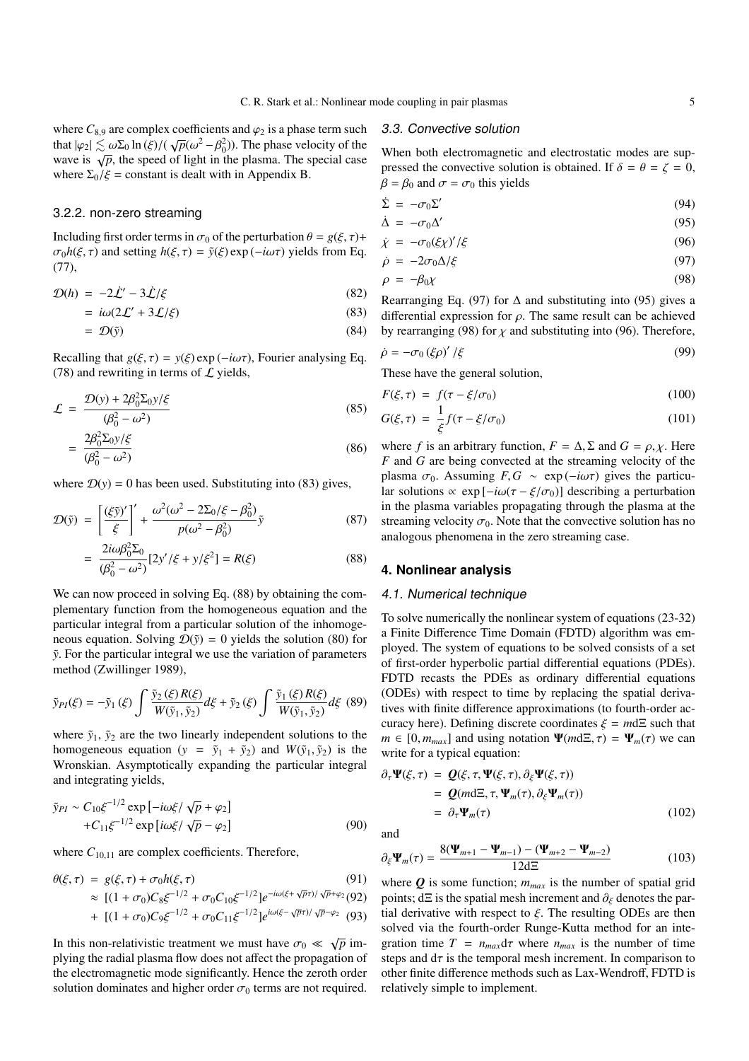where $C_{8,9}$ are complex coefficients and $\varphi_2$ is a phase term such that $|\varphi_2| \lesssim \omega\Sigma_0 \ln(\xi)/(\sqrt{p}(\omega^2 - \beta_0^2))$. The phase velocity of the wave is $\sqrt{p}$, the speed of light in the plasma. The special case where $\Sigma_0/\xi$ = constant is dealt with in Appendix B.

#### 3.2.2. non-zero streaming

Including first order terms in $\sigma_0$ of the perturbation $\theta = g(\xi,\tau) + \sigma_0 h(\xi,\tau)$ and setting $h(\xi,\tau) = \tilde{y}(\xi)\exp(-i\omega\tau)$ yields from Eq. (77),

$$
\begin{aligned}
\mathcal{D}(h) &= -2\dot{\mathcal{L}}' - 3\dot{\mathcal{L}}/\xi && (82)\\
&= i\omega(2\mathcal{L}' + 3\mathcal{L}/\xi) && (83)\\
&= \mathcal{D}(\tilde{y}) && (84)
\end{aligned}
$$

Recalling that $g(\xi,\tau) = y(\xi)\exp(-i\omega\tau)$, Fourier analysing Eq. (78) and rewriting in terms of $\mathcal{L}$ yields,

$$
\begin{aligned}
\mathcal{L} &= \frac{\mathcal{D}(y) + 2\beta_0^2\Sigma_0 y/\xi}{(\beta_0^2 - \omega^2)} && (85)\\
&= \frac{2\beta_0^2\Sigma_0 y/\xi}{(\beta_0^2 - \omega^2)} && (86)
\end{aligned}
$$

where $\mathcal{D}(y) = 0$ has been used. Substituting into (83) gives,

$$
\begin{aligned}
\mathcal{D}(\tilde{y}) &= \left[\frac{(\xi\tilde{y})'}{\xi}\right]' + \frac{\omega^2(\omega^2 - 2\Sigma_0/\xi - \beta_0^2)}{p(\omega^2 - \beta_0^2)}\tilde{y} && (87)\\
&= \frac{2i\omega\beta_0^2\Sigma_0}{(\beta_0^2 - \omega^2)}[2y'/\xi + y/\xi^2] = R(\xi) && (88)
\end{aligned}
$$

We can now proceed in solving Eq. (88) by obtaining the complementary function from the homogeneous equation and the particular integral from a particular solution of the inhomogeneous equation. Solving $\mathcal{D}(\tilde{y}) = 0$ yields the solution (80) for $\tilde{y}$. For the particular integral we use the variation of parameters method (Zwillinger 1989),

$$
\tilde{y}_{PI}(\xi) = -\tilde{y}_1(\xi)\int \frac{\tilde{y}_2(\xi)R(\xi)}{W(\tilde{y}_1,\tilde{y}_2)}d\xi + \tilde{y}_2(\xi)\int \frac{\tilde{y}_1(\xi)R(\xi)}{W(\tilde{y}_1,\tilde{y}_2)}d\xi \quad (89)
$$

where $\tilde{y}_1$, $\tilde{y}_2$ are the two linearly independent solutions to the homogeneous equation ($y = \tilde{y}_1 + \tilde{y}_2$) and $W(\tilde{y}_1,\tilde{y}_2)$ is the Wronskian. Asymptotically expanding the particular integral and integrating yields,

$$
\begin{aligned}
\tilde{y}_{PI} \sim\; & C_{10}\xi^{-1/2}\exp[-i\omega\xi/\sqrt{p} + \varphi_2]\\
&+ C_{11}\xi^{-1/2}\exp[i\omega\xi/\sqrt{p} - \varphi_2] && (90)
\end{aligned}
$$

where $C_{10,11}$ are complex coefficients. Therefore,

$$
\begin{aligned}
\theta(\xi,\tau) &= g(\xi,\tau) + \sigma_0 h(\xi,\tau) && (91)\\
&\approx [(1+\sigma_0)C_8\xi^{-1/2} + \sigma_0 C_{10}\xi^{-1/2}]e^{-i\omega(\xi+\sqrt{p}\tau)/\sqrt{p}+\varphi_2} && (92)\\
&+ [(1+\sigma_0)C_9\xi^{-1/2} + \sigma_0 C_{11}\xi^{-1/2}]e^{i\omega(\xi-\sqrt{p}\tau)/\sqrt{p}-\varphi_2} && (93)
\end{aligned}
$$

In this non-relativistic treatment we must have $\sigma_0 \ll \sqrt{p}$ implying the radial plasma flow does not affect the propagation of the electromagnetic mode significantly. Hence the zeroth order solution dominates and higher order $\sigma_0$ terms are not required.

### 3.3. Convective solution

When both electromagnetic and electrostatic modes are suppressed the convective solution is obtained. If $\delta = \theta = \zeta = 0$, $\beta = \beta_0$ and $\sigma = \sigma_0$ this yields

$$
\begin{aligned}
\dot{\Sigma} &= -\sigma_0\Sigma' && (94)\\
\dot{\Delta} &= -\sigma_0\Delta' && (95)\\
\dot{\chi} &= -\sigma_0(\xi\chi)'/\xi && (96)\\
\dot{\rho} &= -2\sigma_0\Delta/\xi && (97)\\
\rho &= -\beta_0\chi && (98)
\end{aligned}
$$

Rearranging Eq. (97) for $\Delta$ and substituting into (95) gives a differential expression for $\rho$. The same result can be achieved by rearranging (98) for $\chi$ and substituting into (96). Therefore,

$$
\dot{\rho} = -\sigma_0(\xi\rho)'/\xi \quad (99)
$$

These have the general solution,

$$
\begin{aligned}
F(\xi,\tau) &= f(\tau - \xi/\sigma_0) && (100)\\
G(\xi,\tau) &= \frac{1}{\xi}f(\tau - \xi/\sigma_0) && (101)
\end{aligned}
$$

where $f$ is an arbitrary function, $F = \Delta, \Sigma$ and $G = \rho, \chi$. Here $F$ and $G$ are being convected at the streaming velocity of the plasma $\sigma_0$. Assuming $F, G \sim \exp(-i\omega\tau)$ gives the particular solutions $\propto \exp[-i\omega(\tau - \xi/\sigma_0)]$ describing a perturbation in the plasma variables propagating through the plasma at the streaming velocity $\sigma_0$. Note that the convective solution has no analogous phenomena in the zero streaming case.

## 4. Nonlinear analysis

### 4.1. Numerical technique

To solve numerically the nonlinear system of equations (23-32) a Finite Difference Time Domain (FDTD) algorithm was employed. The system of equations to be solved consists of a set of first-order hyperbolic partial differential equations (PDEs). FDTD recasts the PDEs as ordinary differential equations (ODEs) with respect to time by replacing the spatial derivatives with finite difference approximations (to fourth-order accuracy here). Defining discrete coordinates $\xi = m\mathrm{d}\Xi$ such that $m \in [0, m_{max}]$ and using notation $\mathbf{\Psi}(m\mathrm{d}\Xi,\tau) = \mathbf{\Psi}_m(\tau)$ we can write for a typical equation:

$$
\begin{aligned}
\partial_\tau\mathbf{\Psi}(\xi,\tau) &= \boldsymbol{Q}(\xi,\tau,\mathbf{\Psi}(\xi,\tau),\partial_\xi\mathbf{\Psi}(\xi,\tau))\\
&= \boldsymbol{Q}(m\mathrm{d}\Xi,\tau,\mathbf{\Psi}_m(\tau),\partial_\xi\mathbf{\Psi}_m(\tau))\\
&= \partial_\tau\mathbf{\Psi}_m(\tau) && (102)
\end{aligned}
$$

and

$$
\partial_\xi\mathbf{\Psi}_m(\tau) = \frac{8(\mathbf{\Psi}_{m+1} - \mathbf{\Psi}_{m-1}) - (\mathbf{\Psi}_{m+2} - \mathbf{\Psi}_{m-2})}{12\mathrm{d}\Xi} \quad (103)
$$

where $\boldsymbol{Q}$ is some function; $m_{max}$ is the number of spatial grid points; $\mathrm{d}\Xi$ is the spatial mesh increment and $\partial_\xi$ denotes the partial derivative with respect to $\xi$. The resulting ODEs are then solved via the fourth-order Runge-Kutta method for an integration time $T = n_{max}\mathrm{d}\tau$ where $n_{max}$ is the number of time steps and $\mathrm{d}\tau$ is the temporal mesh increment. In comparison to other finite difference methods such as Lax-Wendroff, FDTD is relatively simple to implement.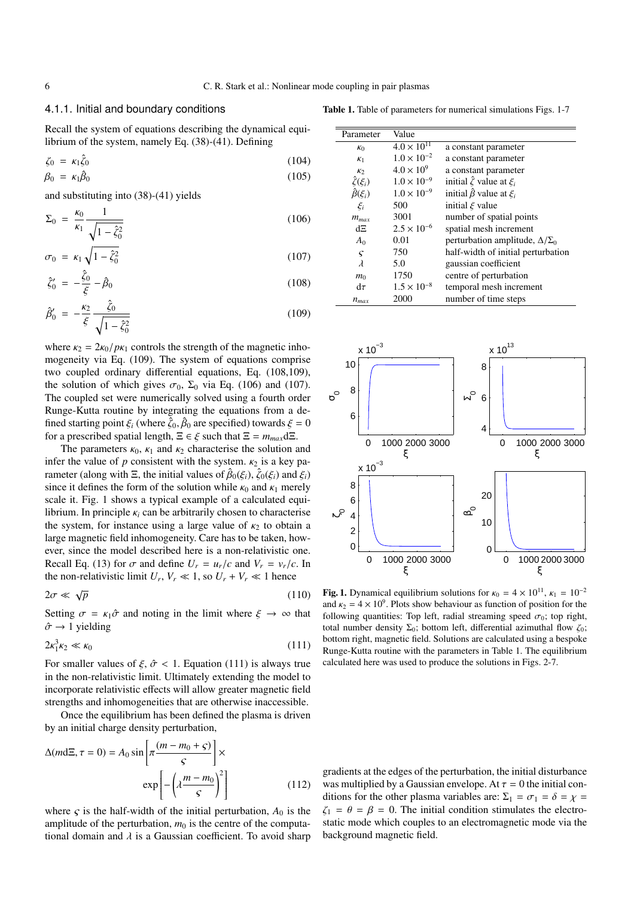### 4.1.1. Initial and boundary conditions

Recall the system of equations describing the dynamical equilibrium of the system, namely Eq. (38)-(41). Defining

$$\zeta_0 = \kappa_1 \hat{\zeta}_0 \quad (104)$$

$$\beta_0 = \kappa_1 \hat{\beta}_0 \quad (105)$$

and substituting into (38)-(41) yields

$$\Sigma_0 = \frac{\kappa_0}{\kappa_1} \frac{1}{\sqrt{1-\hat{\zeta}_0^2}} \quad (106)$$

$$\sigma_0 = \kappa_1 \sqrt{1-\hat{\zeta}_0^2} \quad (107)$$

$$\hat{\zeta}_0' = -\frac{\hat{\zeta}_0}{\xi} - \hat{\beta}_0 \quad (108)$$

$$\hat{\beta}_0' = -\frac{\kappa_2}{\xi} \frac{\hat{\zeta}_0}{\sqrt{1-\hat{\zeta}_0^2}} \quad (109)$$

where $\kappa_2 = 2\kappa_0/p\kappa_1$ controls the strength of the magnetic inhomogeneity via Eq. (109). The system of equations comprise two coupled ordinary differential equations, Eq. (108,109), the solution of which gives $\sigma_0$, $\Sigma_0$ via Eq. (106) and (107). The coupled set were numerically solved using a fourth order Runge-Kutta routine by integrating the equations from a defined starting point $\xi_i$ (where $\hat{\zeta}_0, \hat{\beta}_0$ are specified) towards $\xi = 0$ for a prescribed spatial length, $\Xi \in \xi$ such that $\Xi = m_{max} \mathrm{d}\Xi$.

The parameters $\kappa_0$, $\kappa_1$ and $\kappa_2$ characterise the solution and infer the value of $p$ consistent with the system. $\kappa_2$ is a key parameter (along with $\Xi$, the initial values of $\hat{\beta}_0(\xi_i)$, $\hat{\zeta}_0(\xi_i)$ and $\xi_i$) since it defines the form of the solution while $\kappa_0$ and $\kappa_1$ merely scale it. Fig. 1 shows a typical example of a calculated equilibrium. In principle $\kappa_i$ can be arbitrarily chosen to characterise the system, for instance using a large value of $\kappa_2$ to obtain a large magnetic field inhomogeneity. Care has to be taken, however, since the model described here is a non-relativistic one. Recall Eq. (13) for $\sigma$ and define $U_r = u_r/c$ and $V_r = v_r/c$. In the non-relativistic limit $U_r, V_r \ll 1$, so $U_r + V_r \ll 1$ hence

$$2\sigma \ll \sqrt{p} \quad (110)$$

Setting $\sigma = \kappa_1 \hat{\sigma}$ and noting in the limit where $\xi \to \infty$ that $\hat{\sigma} \to 1$ yielding

$$2\kappa_1^3 \kappa_2 \ll \kappa_0 \quad (111)$$

For smaller values of $\xi$, $\hat{\sigma} < 1$. Equation (111) is always true in the non-relativistic limit. Ultimately extending the model to incorporate relativistic effects will allow greater magnetic field strengths and inhomogeneities that are otherwise inaccessible.

Once the equilibrium has been defined the plasma is driven by an initial charge density perturbation,

$$\Delta(m\mathrm{d}\Xi, \tau = 0) = A_0 \sin\left[\pi \frac{(m - m_0 + \varsigma)}{\varsigma}\right] \times \exp\left[-\left(\lambda \frac{m - m_0}{\varsigma}\right)^2\right] \quad (112)$$

where $\varsigma$ is the half-width of the initial perturbation, $A_0$ is the amplitude of the perturbation, $m_0$ is the centre of the computational domain and $\lambda$ is a Gaussian coefficient. To avoid sharp gradients at the edges of the perturbation, the initial disturbance was multiplied by a Gaussian envelope. At $\tau = 0$ the initial conditions for the other plasma variables are: $\Sigma_1 = \sigma_1 = \delta = \chi = \zeta_1 = \theta = \beta = 0$. The initial condition stimulates the electrostatic mode which couples to an electromagnetic mode via the background magnetic field.

**Table 1.** Table of parameters for numerical simulations Figs. 1-7

| Parameter | Value | |
|---|---|---|
| $\kappa_0$ | $4.0 \times 10^{11}$ | a constant parameter |
| $\kappa_1$ | $1.0 \times 10^{-2}$ | a constant parameter |
| $\kappa_2$ | $4.0 \times 10^{9}$ | a constant parameter |
| $\hat{\zeta}(\xi_i)$ | $1.0 \times 10^{-9}$ | initial $\hat{\zeta}$ value at $\xi_i$ |
| $\hat{\beta}(\xi_i)$ | $1.0 \times 10^{-9}$ | initial $\hat{\beta}$ value at $\xi_i$ |
| $\xi_i$ | 500 | initial $\xi$ value |
| $m_{max}$ | 3001 | number of spatial points |
| $\mathrm{d}\Xi$ | $2.5 \times 10^{-6}$ | spatial mesh increment |
| $A_0$ | 0.01 | perturbation amplitude, $\Delta/\Sigma_0$ |
| $\varsigma$ | 750 | half-width of initial perturbation |
| $\lambda$ | 5.0 | gaussian coefficient |
| $m_0$ | 1750 | centre of perturbation |
| $\mathrm{d}\tau$ | $1.5 \times 10^{-8}$ | temporal mesh increment |
| $n_{max}$ | 2000 | number of time steps |

**Fig. 1.** Dynamical equilibrium solutions for $\kappa_0 = 4 \times 10^{11}$, $\kappa_1 = 10^{-2}$ and $\kappa_2 = 4 \times 10^9$. Plots show behaviour as function of position for the following quantities: Top left, radial streaming speed $\sigma_0$; top right, total number density $\Sigma_0$; bottom left, differential azimuthal flow $\zeta_0$; bottom right, magnetic field. Solutions are calculated using a bespoke Runge-Kutta routine with the parameters in Table 1. The equilibrium calculated here was used to produce the solutions in Figs. 2-7.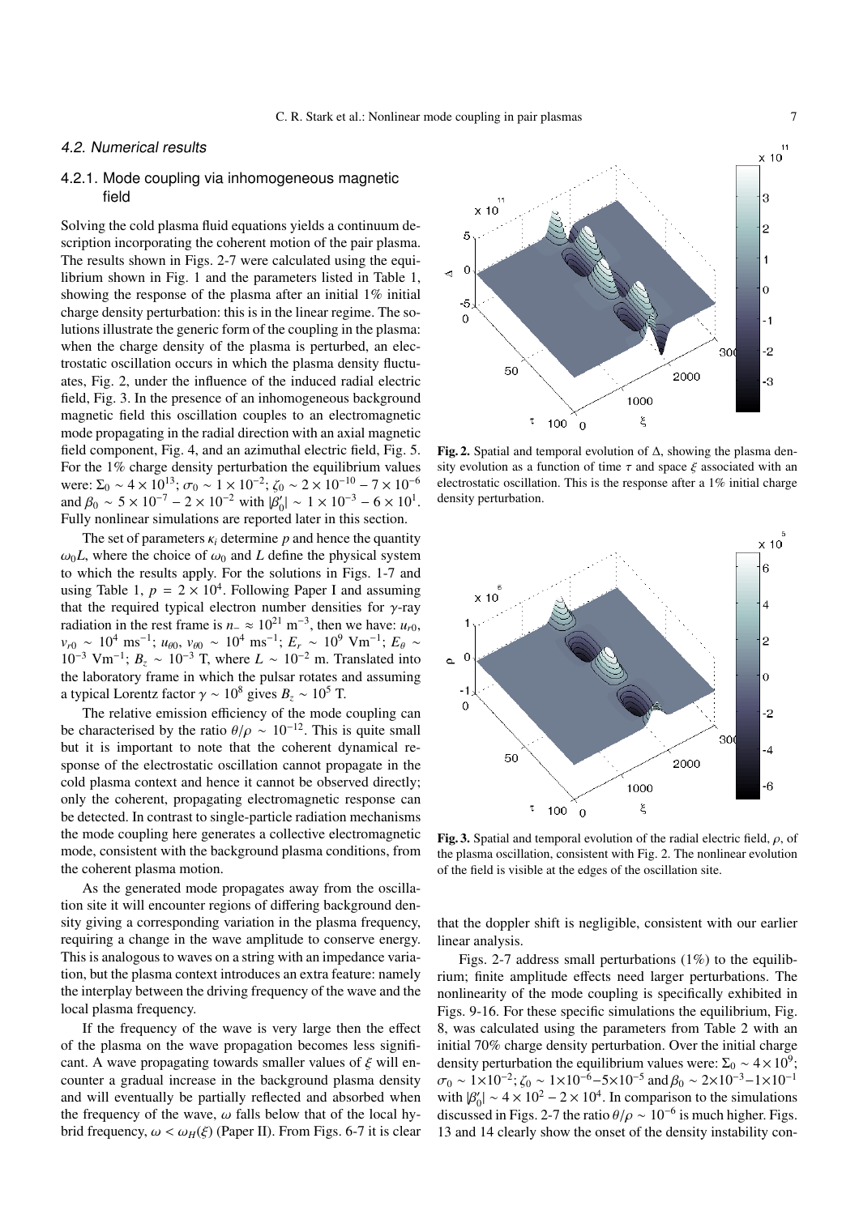### 4.2. Numerical results

#### 4.2.1. Mode coupling via inhomogeneous magnetic field

Solving the cold plasma fluid equations yields a continuum description incorporating the coherent motion of the pair plasma. The results shown in Figs. 2-7 were calculated using the equilibrium shown in Fig. 1 and the parameters listed in Table 1, showing the response of the plasma after an initial 1% initial charge density perturbation: this is in the linear regime. The solutions illustrate the generic form of the coupling in the plasma: when the charge density of the plasma is perturbed, an electrostatic oscillation occurs in which the plasma density fluctuates, Fig. 2, under the influence of the induced radial electric field, Fig. 3. In the presence of an inhomogeneous background magnetic field this oscillation couples to an electromagnetic mode propagating in the radial direction with an axial magnetic field component, Fig. 4, and an azimuthal electric field, Fig. 5. For the 1% charge density perturbation the equilibrium values were: $\Sigma_0 \sim 4 \times 10^{13}$; $\sigma_0 \sim 1 \times 10^{-2}$; $\zeta_0 \sim 2 \times 10^{-10} - 7 \times 10^{-6}$ and $\beta_0 \sim 5 \times 10^{-7} - 2 \times 10^{-2}$ with $|\beta_0'| \sim 1 \times 10^{-3} - 6 \times 10^{1}$. Fully nonlinear simulations are reported later in this section.

The set of parameters $\kappa_i$ determine $p$ and hence the quantity $\omega_0 L$, where the choice of $\omega_0$ and $L$ define the physical system to which the results apply. For the solutions in Figs. 1-7 and using Table 1, $p = 2 \times 10^4$. Following Paper I and assuming that the required typical electron number densities for $\gamma$-ray radiation in the rest frame is $n_- \approx 10^{21}$ m$^{-3}$, then we have: $u_{r0}$, $v_{r0} \sim 10^4$ ms$^{-1}$; $u_{\theta 0}$, $v_{\theta 0} \sim 10^4$ ms$^{-1}$; $E_r \sim 10^9$ Vm$^{-1}$; $E_\theta \sim 10^{-3}$ Vm$^{-1}$; $B_z \sim 10^{-3}$ T, where $L \sim 10^{-2}$ m. Translated into the laboratory frame in which the pulsar rotates and assuming a typical Lorentz factor $\gamma \sim 10^8$ gives $B_z \sim 10^5$ T.

The relative emission efficiency of the mode coupling can be characterised by the ratio $\theta/\rho \sim 10^{-12}$. This is quite small but it is important to note that the coherent dynamical response of the electrostatic oscillation cannot propagate in the cold plasma context and hence it cannot be observed directly; only the coherent, propagating electromagnetic response can be detected. In contrast to single-particle radiation mechanisms the mode coupling here generates a collective electromagnetic mode, consistent with the background plasma conditions, from the coherent plasma motion.

As the generated mode propagates away from the oscillation site it will encounter regions of differing background density giving a corresponding variation in the plasma frequency, requiring a change in the wave amplitude to conserve energy. This is analogous to waves on a string with an impedance variation, but the plasma context introduces an extra feature: namely the interplay between the driving frequency of the wave and the local plasma frequency.

If the frequency of the wave is very large then the effect of the plasma on the wave propagation becomes less significant. A wave propagating towards smaller values of $\xi$ will encounter a gradual increase in the background plasma density and will eventually be partially reflected and absorbed when the frequency of the wave, $\omega$ falls below that of the local hybrid frequency, $\omega < \omega_H(\xi)$ (Paper II). From Figs. 6-7 it is clear that the doppler shift is negligible, consistent with our earlier linear analysis.

**Fig. 2.** Spatial and temporal evolution of $\Delta$, showing the plasma density evolution as a function of time $\tau$ and space $\xi$ associated with an electrostatic oscillation. This is the response after a 1% initial charge density perturbation.

**Fig. 3.** Spatial and temporal evolution of the radial electric field, $\rho$, of the plasma oscillation, consistent with Fig. 2. The nonlinear evolution of the field is visible at the edges of the oscillation site.

Figs. 2-7 address small perturbations (1%) to the equilibrium; finite amplitude effects need larger perturbations. The nonlinearity of the mode coupling is specifically exhibited in Figs. 9-16. For these specific simulations the equilibrium, Fig. 8, was calculated using the parameters from Table 2 with an initial 70% charge density perturbation. Over the initial charge density perturbation the equilibrium values were: $\Sigma_0 \sim 4 \times 10^9$; $\sigma_0 \sim 1 \times 10^{-2}$; $\zeta_0 \sim 1 \times 10^{-6} - 5 \times 10^{-5}$ and $\beta_0 \sim 2 \times 10^{-3} - 1 \times 10^{-1}$ with $|\beta_0'| \sim 4 \times 10^2 - 2 \times 10^4$. In comparison to the simulations discussed in Figs. 2-7 the ratio $\theta/\rho \sim 10^{-6}$ is much higher. Figs. 13 and 14 clearly show the onset of the density instability con-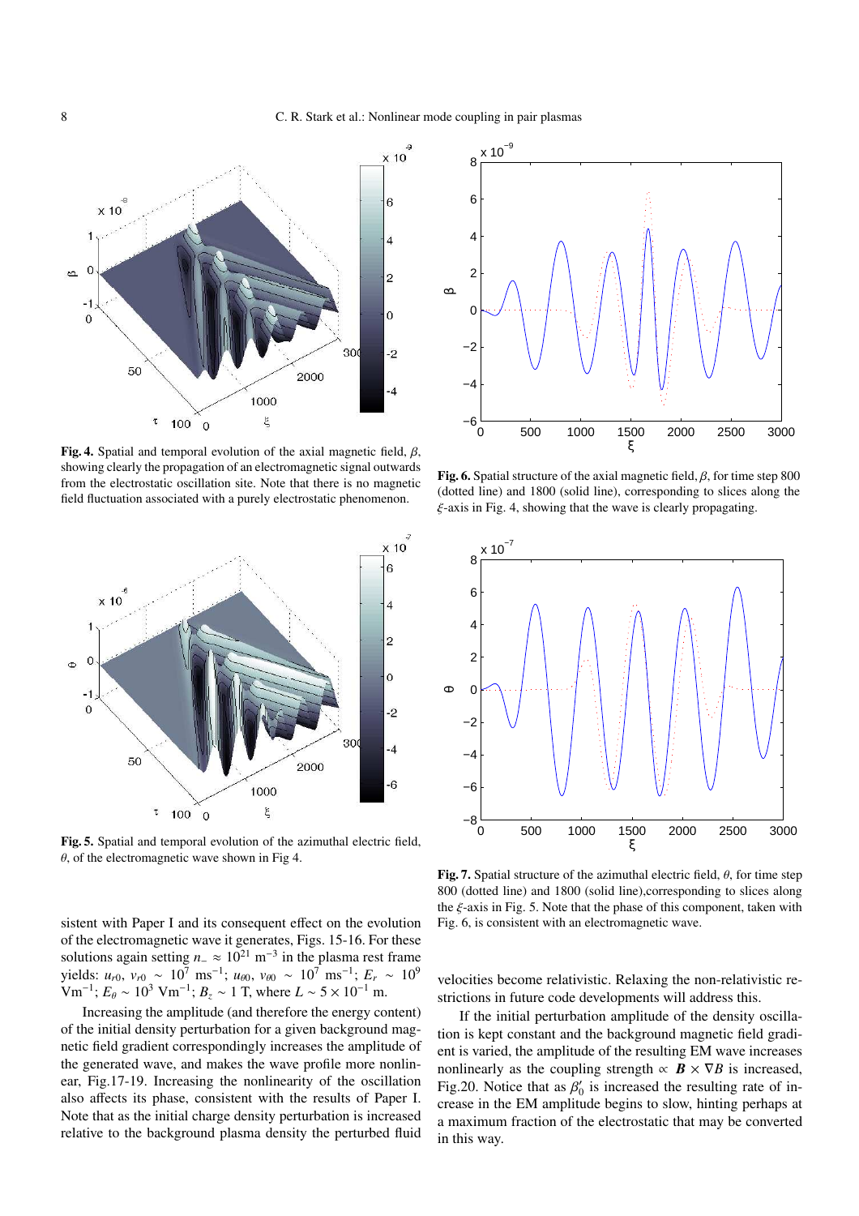Fig. 4. Spatial and temporal evolution of the axial magnetic field, $\beta$, showing clearly the propagation of an electromagnetic signal outwards from the electrostatic oscillation site. Note that there is no magnetic field fluctuation associated with a purely electrostatic phenomenon.

Fig. 5. Spatial and temporal evolution of the azimuthal electric field, $\theta$, of the electromagnetic wave shown in Fig 4.

Fig. 6. Spatial structure of the axial magnetic field, $\beta$, for time step 800 (dotted line) and 1800 (solid line), corresponding to slices along the $\xi$-axis in Fig. 4, showing that the wave is clearly propagating.

Fig. 7. Spatial structure of the azimuthal electric field, $\theta$, for time step 800 (dotted line) and 1800 (solid line),corresponding to slices along the $\xi$-axis in Fig. 5. Note that the phase of this component, taken with Fig. 6, is consistent with an electromagnetic wave.

sistent with Paper I and its consequent effect on the evolution of the electromagnetic wave it generates, Figs. 15-16. For these solutions again setting $n_{-} \approx 10^{21}$ m$^{-3}$ in the plasma rest frame yields: $u_{r0}$, $v_{r0} \sim 10^{7}$ ms$^{-1}$; $u_{\theta 0}$, $v_{\theta 0} \sim 10^{7}$ ms$^{-1}$; $E_r \sim 10^{9}$ Vm$^{-1}$; $E_\theta \sim 10^{3}$ Vm$^{-1}$; $B_z \sim 1$ T, where $L \sim 5 \times 10^{-1}$ m.

Increasing the amplitude (and therefore the energy content) of the initial density perturbation for a given background magnetic field gradient correspondingly increases the amplitude of the generated wave, and makes the wave profile more nonlinear, Fig.17-19. Increasing the nonlinearity of the oscillation also affects its phase, consistent with the results of Paper I. Note that as the initial charge density perturbation is increased relative to the background plasma density the perturbed fluid velocities become relativistic. Relaxing the non-relativistic restrictions in future code developments will address this.

If the initial perturbation amplitude of the density oscillation is kept constant and the background magnetic field gradient is varied, the amplitude of the resulting EM wave increases nonlinearly as the coupling strength $\propto \boldsymbol{B} \times \nabla B$ is increased, Fig.20. Notice that as $\beta_0'$ is increased the resulting rate of increase in the EM amplitude begins to slow, hinting perhaps at a maximum fraction of the electrostatic that may be converted in this way.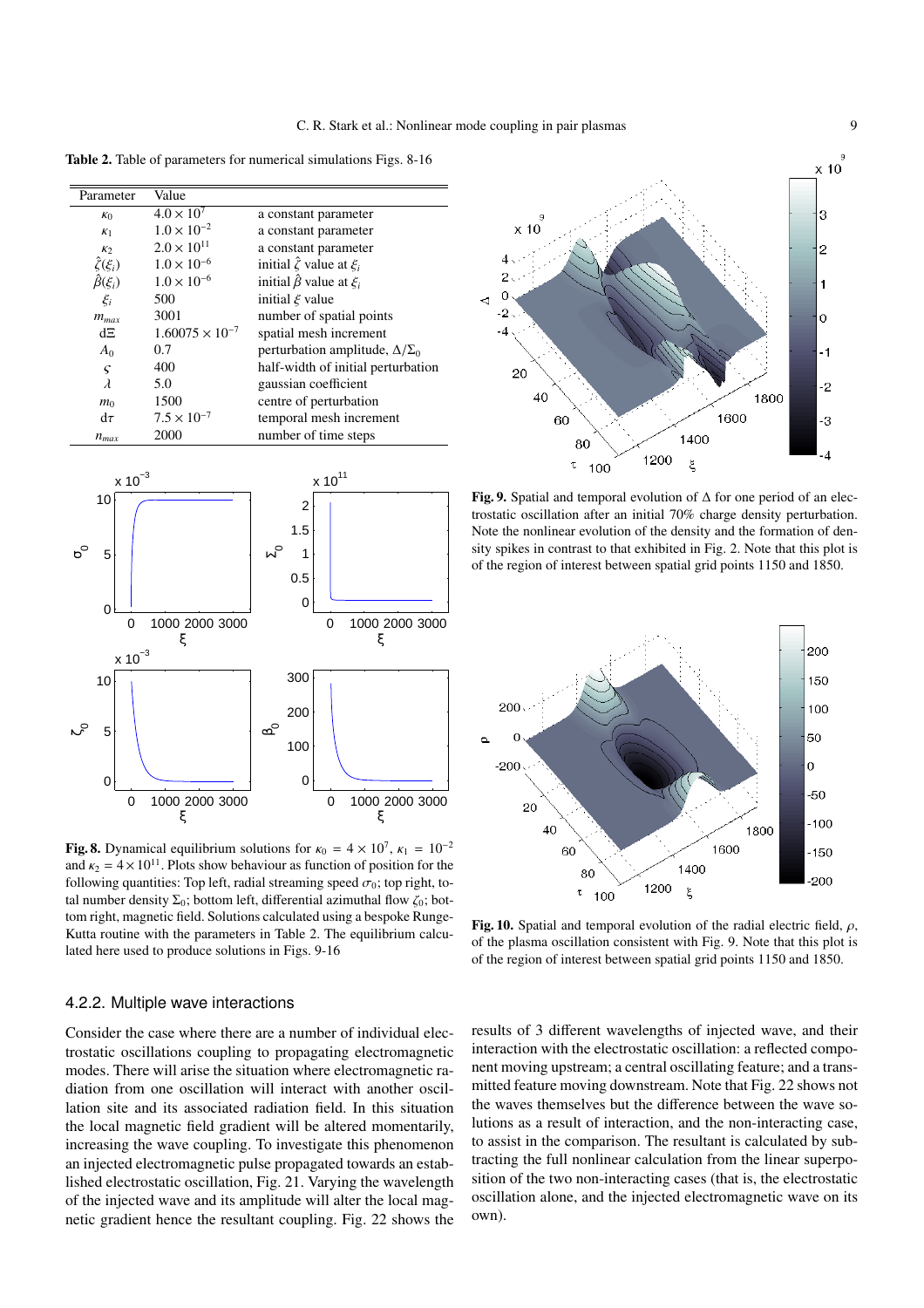**Table 2.** Table of parameters for numerical simulations Figs. 8-16

| Parameter | Value | |
|---|---|---|
| $\kappa_0$ | $4.0 \times 10^7$ | a constant parameter |
| $\kappa_1$ | $1.0 \times 10^{-2}$ | a constant parameter |
| $\kappa_2$ | $2.0 \times 10^{11}$ | a constant parameter |
| $\hat{\zeta}(\xi_i)$ | $1.0 \times 10^{-6}$ | initial $\hat{\zeta}$ value at $\xi_i$ |
| $\hat{\beta}(\xi_i)$ | $1.0 \times 10^{-6}$ | initial $\hat{\beta}$ value at $\xi_i$ |
| $\xi_i$ | 500 | initial $\xi$ value |
| $m_{max}$ | 3001 | number of spatial points |
| $\mathrm{d}\Xi$ | $1.60075 \times 10^{-7}$ | spatial mesh increment |
| $A_0$ | 0.7 | perturbation amplitude, $\Delta/\Sigma_0$ |
| $\varsigma$ | 400 | half-width of initial perturbation |
| $\lambda$ | 5.0 | gaussian coefficient |
| $m_0$ | 1500 | centre of perturbation |
| $\mathrm{d}\tau$ | $7.5 \times 10^{-7}$ | temporal mesh increment |
| $n_{max}$ | 2000 | number of time steps |

**Fig. 8.** Dynamical equilibrium solutions for $\kappa_0 = 4 \times 10^7$, $\kappa_1 = 10^{-2}$ and $\kappa_2 = 4 \times 10^{11}$. Plots show behaviour as function of position for the following quantities: Top left, radial streaming speed $\sigma_0$; top right, total number density $\Sigma_0$; bottom left, differential azimuthal flow $\zeta_0$; bottom right, magnetic field. Solutions calculated using a bespoke Runge-Kutta routine with the parameters in Table 2. The equilibrium calculated here used to produce solutions in Figs. 9-16

**Fig. 9.** Spatial and temporal evolution of $\Delta$ for one period of an electrostatic oscillation after an initial 70% charge density perturbation. Note the nonlinear evolution of the density and the formation of density spikes in contrast to that exhibited in Fig. 2. Note that this plot is of the region of interest between spatial grid points 1150 and 1850.

**Fig. 10.** Spatial and temporal evolution of the radial electric field, $\rho$, of the plasma oscillation consistent with Fig. 9. Note that this plot is of the region of interest between spatial grid points 1150 and 1850.

#### 4.2.2. Multiple wave interactions

Consider the case where there are a number of individual electrostatic oscillations coupling to propagating electromagnetic modes. There will arise the situation where electromagnetic radiation from one oscillation will interact with another oscillation site and its associated radiation field. In this situation the local magnetic field gradient will be altered momentarily, increasing the wave coupling. To investigate this phenomenon an injected electromagnetic pulse propagated towards an established electrostatic oscillation, Fig. 21. Varying the wavelength of the injected wave and its amplitude will alter the local magnetic gradient hence the resultant coupling. Fig. 22 shows the results of 3 different wavelengths of injected wave, and their interaction with the electrostatic oscillation: a reflected component moving upstream; a central oscillating feature; and a transmitted feature moving downstream. Note that Fig. 22 shows not the waves themselves but the difference between the wave solutions as a result of interaction, and the non-interacting case, to assist in the comparison. The resultant is calculated by subtracting the full nonlinear calculation from the linear superposition of the two non-interacting cases (that is, the electrostatic oscillation alone, and the injected electromagnetic wave on its own).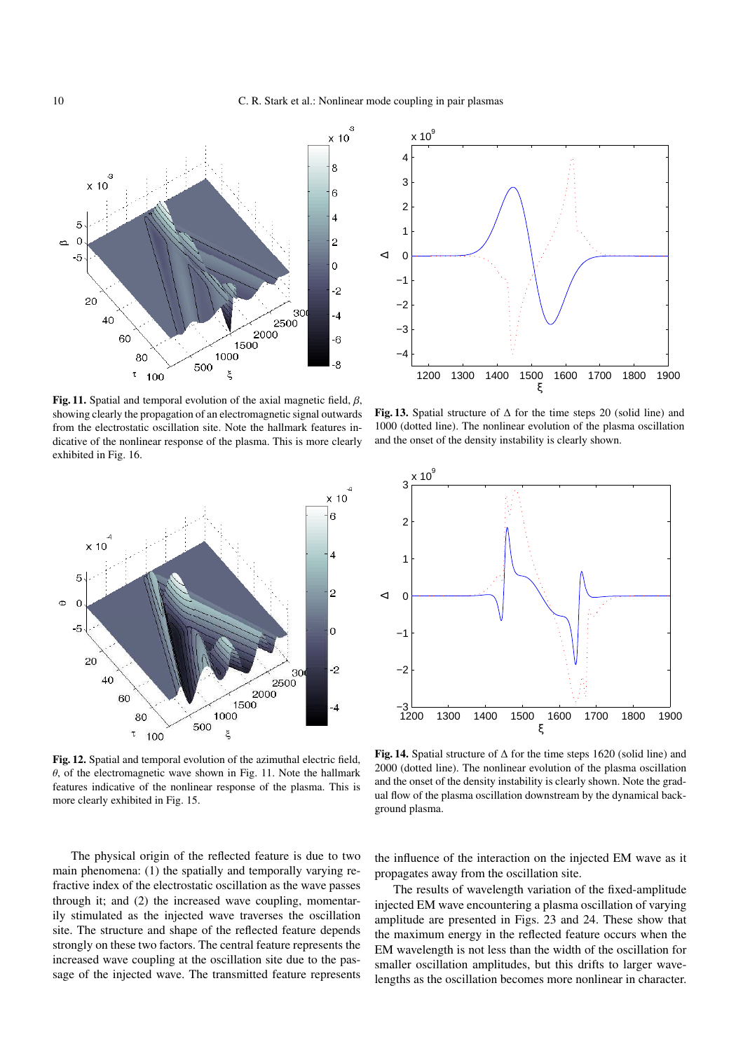**Fig. 11.** Spatial and temporal evolution of the axial magnetic field, $\beta$, showing clearly the propagation of an electromagnetic signal outwards from the electrostatic oscillation site. Note the hallmark features indicative of the nonlinear response of the plasma. This is more clearly exhibited in Fig. 16.

**Fig. 13.** Spatial structure of $\Delta$ for the time steps 20 (solid line) and 1000 (dotted line). The nonlinear evolution of the plasma oscillation and the onset of the density instability is clearly shown.

**Fig. 12.** Spatial and temporal evolution of the azimuthal electric field, $\theta$, of the electromagnetic wave shown in Fig. 11. Note the hallmark features indicative of the nonlinear response of the plasma. This is more clearly exhibited in Fig. 15.

**Fig. 14.** Spatial structure of $\Delta$ for the time steps 1620 (solid line) and 2000 (dotted line). The nonlinear evolution of the plasma oscillation and the onset of the density instability is clearly shown. Note the gradual flow of the plasma oscillation downstream by the dynamical background plasma.

The physical origin of the reflected feature is due to two main phenomena: (1) the spatially and temporally varying refractive index of the electrostatic oscillation as the wave passes through it; and (2) the increased wave coupling, momentarily stimulated as the injected wave traverses the oscillation site. The structure and shape of the reflected feature depends strongly on these two factors. The central feature represents the increased wave coupling at the oscillation site due to the passage of the injected wave. The transmitted feature represents the influence of the interaction on the injected EM wave as it propagates away from the oscillation site.

The results of wavelength variation of the fixed-amplitude injected EM wave encountering a plasma oscillation of varying amplitude are presented in Figs. 23 and 24. These show that the maximum energy in the reflected feature occurs when the EM wavelength is not less than the width of the oscillation for smaller oscillation amplitudes, but this drifts to larger wavelengths as the oscillation becomes more nonlinear in character.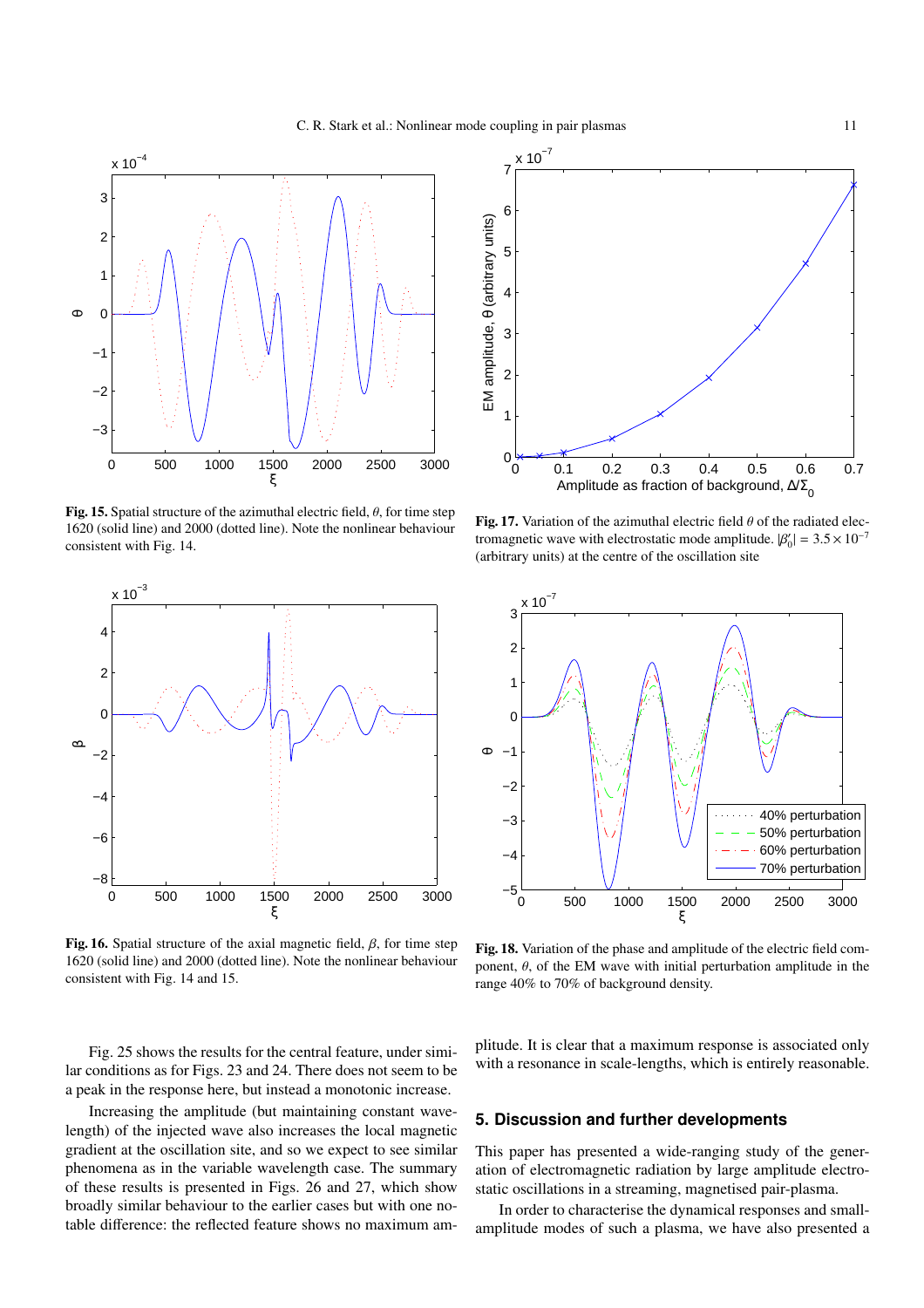**Fig. 15.** Spatial structure of the azimuthal electric field, $\theta$, for time step 1620 (solid line) and 2000 (dotted line). Note the nonlinear behaviour consistent with Fig. 14.

**Fig. 17.** Variation of the azimuthal electric field $\theta$ of the radiated electromagnetic wave with electrostatic mode amplitude. $|\beta_0'| = 3.5 \times 10^{-7}$ (arbitrary units) at the centre of the oscillation site

**Fig. 16.** Spatial structure of the axial magnetic field, $\beta$, for time step 1620 (solid line) and 2000 (dotted line). Note the nonlinear behaviour consistent with Fig. 14 and 15.

**Fig. 18.** Variation of the phase and amplitude of the electric field component, $\theta$, of the EM wave with initial perturbation amplitude in the range 40% to 70% of background density.

Fig. 25 shows the results for the central feature, under similar conditions as for Figs. 23 and 24. There does not seem to be a peak in the response here, but instead a monotonic increase.

Increasing the amplitude (but maintaining constant wavelength) of the injected wave also increases the local magnetic gradient at the oscillation site, and so we expect to see similar phenomena as in the variable wavelength case. The summary of these results is presented in Figs. 26 and 27, which show broadly similar behaviour to the earlier cases but with one notable difference: the reflected feature shows no maximum amplitude. It is clear that a maximum response is associated only with a resonance in scale-lengths, which is entirely reasonable.

## 5. Discussion and further developments

This paper has presented a wide-ranging study of the generation of electromagnetic radiation by large amplitude electrostatic oscillations in a streaming, magnetised pair-plasma.

In order to characterise the dynamical responses and small-amplitude modes of such a plasma, we have also presented a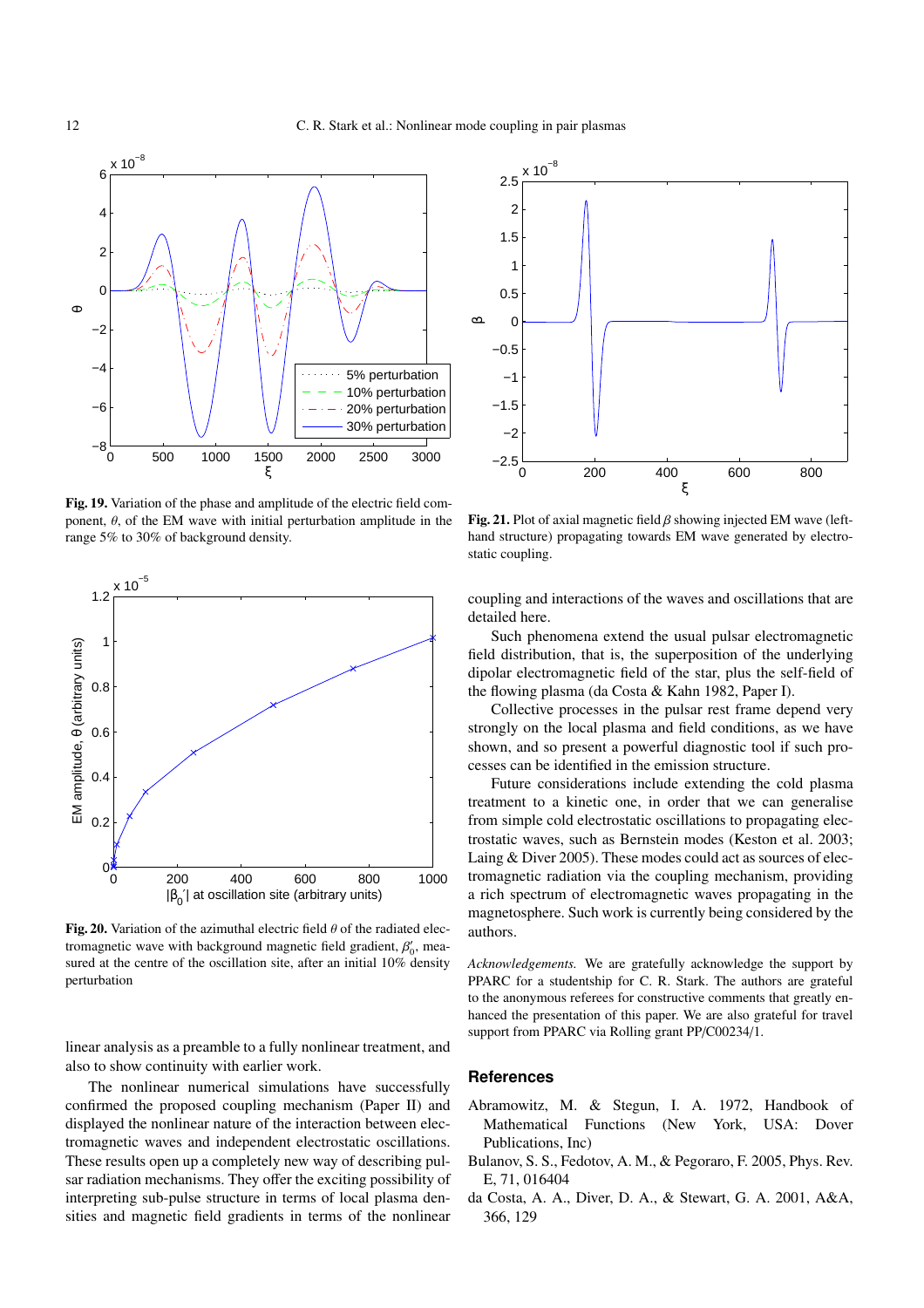Fig. 19. Variation of the phase and amplitude of the electric field component, $\theta$, of the EM wave with initial perturbation amplitude in the range 5% to 30% of background density.

Fig. 20. Variation of the azimuthal electric field $\theta$ of the radiated electromagnetic wave with background magnetic field gradient, $\beta_0'$, measured at the centre of the oscillation site, after an initial 10% density perturbation

linear analysis as a preamble to a fully nonlinear treatment, and also to show continuity with earlier work.

The nonlinear numerical simulations have successfully confirmed the proposed coupling mechanism (Paper II) and displayed the nonlinear nature of the interaction between electromagnetic waves and independent electrostatic oscillations. These results open up a completely new way of describing pulsar radiation mechanisms. They offer the exciting possibility of interpreting sub-pulse structure in terms of local plasma densities and magnetic field gradients in terms of the nonlinear coupling and interactions of the waves and oscillations that are detailed here.

Fig. 21. Plot of axial magnetic field $\beta$ showing injected EM wave (left-hand structure) propagating towards EM wave generated by electrostatic coupling.

Such phenomena extend the usual pulsar electromagnetic field distribution, that is, the superposition of the underlying dipolar electromagnetic field of the star, plus the self-field of the flowing plasma (da Costa & Kahn 1982, Paper I).

Collective processes in the pulsar rest frame depend very strongly on the local plasma and field conditions, as we have shown, and so present a powerful diagnostic tool if such processes can be identified in the emission structure.

Future considerations include extending the cold plasma treatment to a kinetic one, in order that we can generalise from simple cold electrostatic oscillations to propagating electrostatic waves, such as Bernstein modes (Keston et al. 2003; Laing & Diver 2005). These modes could act as sources of electromagnetic radiation via the coupling mechanism, providing a rich spectrum of electromagnetic waves propagating in the magnetosphere. Such work is currently being considered by the authors.

*Acknowledgements.* We are gratefully acknowledge the support by PPARC for a studentship for C. R. Stark. The authors are grateful to the anonymous referees for constructive comments that greatly enhanced the presentation of this paper. We are also grateful for travel support from PPARC via Rolling grant PP/C00234/1.

## References

Abramowitz, M. & Stegun, I. A. 1972, Handbook of Mathematical Functions (New York, USA: Dover Publications, Inc)

Bulanov, S. S., Fedotov, A. M., & Pegoraro, F. 2005, Phys. Rev. E, 71, 016404

da Costa, A. A., Diver, D. A., & Stewart, G. A. 2001, A&A, 366, 129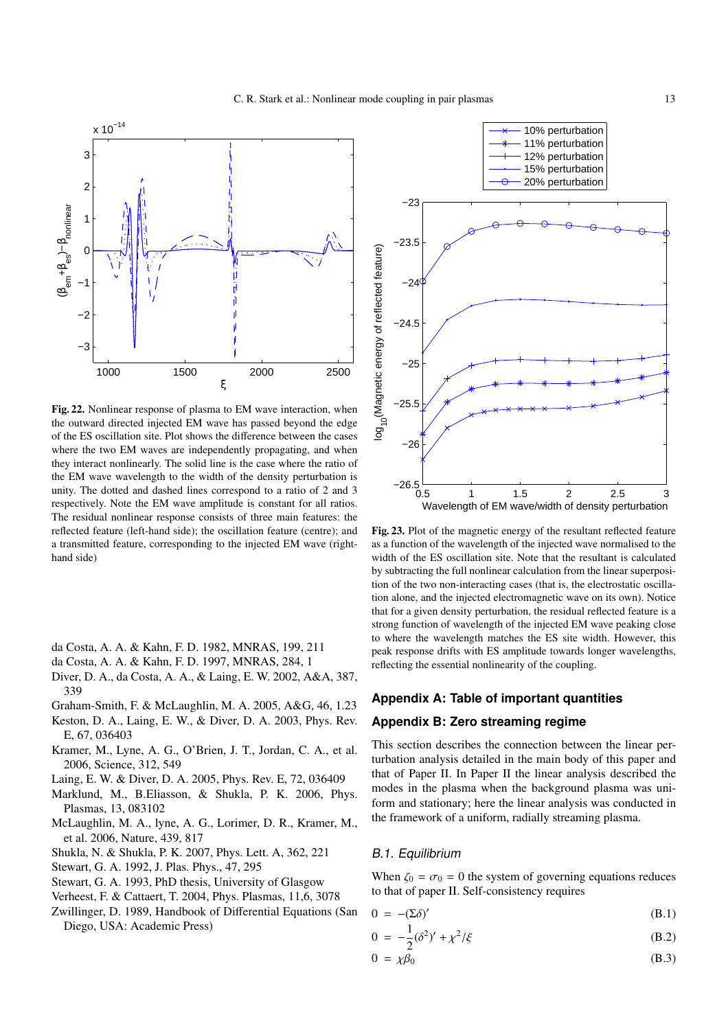**Fig. 22.** Nonlinear response of plasma to EM wave interaction, when the outward directed injected EM wave has passed beyond the edge of the ES oscillation site. Plot shows the difference between the cases where the two EM waves are independently propagating, and when they interact nonlinearly. The solid line is the case where the ratio of the EM wave wavelength to the width of the density perturbation is unity. The dotted and dashed lines correspond to a ratio of 2 and 3 respectively. Note the EM wave amplitude is constant for all ratios. The residual nonlinear response consists of three main features: the reflected feature (left-hand side); the oscillation feature (centre); and a transmitted feature, corresponding to the injected EM wave (right-hand side)

**Fig. 23.** Plot of the magnetic energy of the resultant reflected feature as a function of the wavelength of the injected wave normalised to the width of the ES oscillation site. Note that the resultant is calculated by subtracting the full nonlinear calculation from the linear superposition of the two non-interacting cases (that is, the electrostatic oscillation alone, and the injected electromagnetic wave on its own). Notice that for a given density perturbation, the residual reflected feature is a strong function of wavelength of the injected EM wave peaking close to where the wavelength matches the ES site width. However, this peak response drifts with ES amplitude towards longer wavelengths, reflecting the essential nonlinearity of the coupling.

da Costa, A. A. & Kahn, F. D. 1982, MNRAS, 199, 211
da Costa, A. A. & Kahn, F. D. 1997, MNRAS, 284, 1
Diver, D. A., da Costa, A. A., & Laing, E. W. 2002, A&A, 387, 339
Graham-Smith, F. & McLaughlin, M. A. 2005, A&G, 46, 1.23
Keston, D. A., Laing, E. W., & Diver, D. A. 2003, Phys. Rev. E, 67, 036403
Kramer, M., Lyne, A. G., O'Brien, J. T., Jordan, C. A., et al. 2006, Science, 312, 549
Laing, E. W. & Diver, D. A. 2005, Phys. Rev. E, 72, 036409
Marklund, M., B.Eliasson, & Shukla, P. K. 2006, Phys. Plasmas, 13, 083102
McLaughlin, M. A., lyne, A. G., Lorimer, D. R., Kramer, M., et al. 2006, Nature, 439, 817
Shukla, N. & Shukla, P. K. 2007, Phys. Lett. A, 362, 221
Stewart, G. A. 1992, J. Plas. Phys., 47, 295
Stewart, G. A. 1993, PhD thesis, University of Glasgow
Verheest, F. & Cattaert, T. 2004, Phys. Plasmas, 11,6, 3078
Zwillinger, D. 1989, Handbook of Differential Equations (San Diego, USA: Academic Press)

## Appendix A: Table of important quantities

## Appendix B: Zero streaming regime

This section describes the connection between the linear perturbation analysis detailed in the main body of this paper and that of Paper II. In Paper II the linear analysis described the modes in the plasma when the background plasma was uniform and stationary; here the linear analysis was conducted in the framework of a uniform, radially streaming plasma.

### B.1. Equilibrium

When $\zeta_0 = \sigma_0 = 0$ the system of governing equations reduces to that of paper II. Self-consistency requires

$$0 = -(\Sigma\delta)' \tag{B.1}$$

$$0 = -\frac{1}{2}(\delta^2)' + \chi^2/\xi \tag{B.2}$$

$$0 = \chi\beta_0 \tag{B.3}$$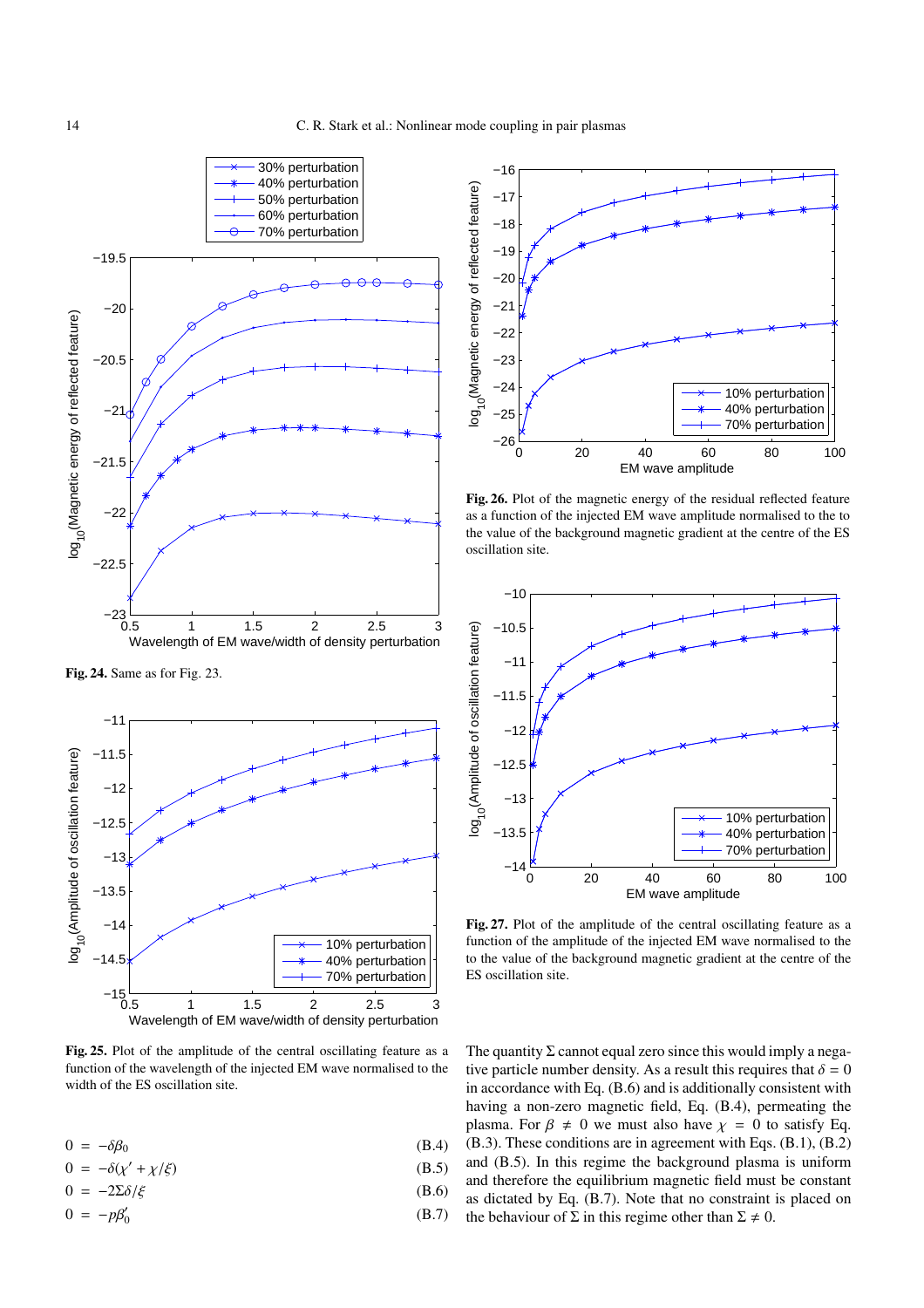**Fig. 24.** Same as for Fig. 23.

**Fig. 25.** Plot of the amplitude of the central oscillating feature as a function of the wavelength of the injected EM wave normalised to the width of the ES oscillation site.

**Fig. 26.** Plot of the magnetic energy of the residual reflected feature as a function of the injected EM wave amplitude normalised to the to the value of the background magnetic gradient at the centre of the ES oscillation site.

**Fig. 27.** Plot of the amplitude of the central oscillating feature as a function of the amplitude of the injected EM wave normalised to the to the value of the background magnetic gradient at the centre of the ES oscillation site.

$$0 = -\delta\beta_0 \tag{B.4}$$

$$0 = -\delta(\chi' + \chi/\xi) \tag{B.5}$$

$$0 = -2\Sigma\delta/\xi \tag{B.6}$$

$$0 = -p\beta_0' \tag{B.7}$$

The quantity $\Sigma$ cannot equal zero since this would imply a negative particle number density. As a result this requires that $\delta = 0$ in accordance with Eq. (B.6) and is additionally consistent with having a non-zero magnetic field, Eq. (B.4), permeating the plasma. For $\beta \neq 0$ we must also have $\chi = 0$ to satisfy Eq. (B.3). These conditions are in agreement with Eqs. (B.1), (B.2) and (B.5). In this regime the background plasma is uniform and therefore the equilibrium magnetic field must be constant as dictated by Eq. (B.7). Note that no constraint is placed on the behaviour of $\Sigma$ in this regime other than $\Sigma \neq 0$.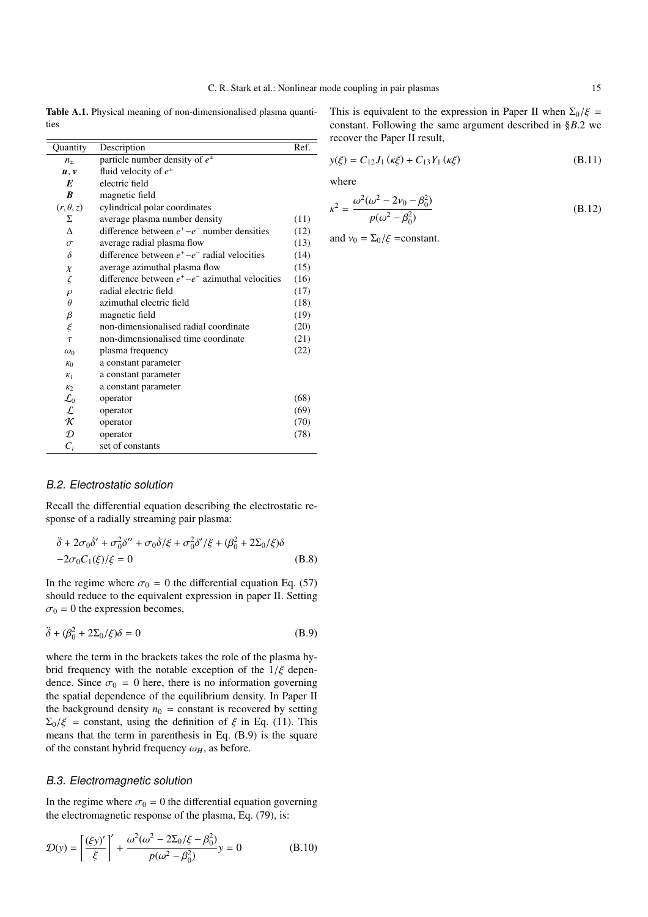**Table A.1.** Physical meaning of non-dimensionalised plasma quantities

| Quantity | Description | Ref. |
|---|---|---|
| $n_\pm$ | particle number density of $e^\pm$ | |
| $\boldsymbol{u}, \boldsymbol{v}$ | fluid velocity of $e^\pm$ | |
| $\boldsymbol{E}$ | electric field | |
| $\boldsymbol{B}$ | magnetic field | |
| $(r, \theta, z)$ | cylindrical polar coordinates | |
| $\Sigma$ | average plasma number density | (11) |
| $\Delta$ | difference between $e^+ - e^-$ number densities | (12) |
| $\sigma$ | average radial plasma flow | (13) |
| $\delta$ | difference between $e^+ - e^-$ radial velocities | (14) |
| $\chi$ | average azimuthal plasma flow | (15) |
| $\zeta$ | difference between $e^+ - e^-$ azimuthal velocities | (16) |
| $\rho$ | radial electric field | (17) |
| $\theta$ | azimuthal electric field | (18) |
| $\beta$ | magnetic field | (19) |
| $\xi$ | non-dimensionalised radial coordinate | (20) |
| $\tau$ | non-dimensionalised time coordinate | (21) |
| $\omega_0$ | plasma frequency | (22) |
| $\kappa_0$ | a constant parameter | |
| $\kappa_1$ | a constant parameter | |
| $\kappa_2$ | a constant parameter | |
| $\mathcal{L}_0$ | operator | (68) |
| $\mathcal{L}$ | operator | (69) |
| $\mathcal{K}$ | operator | (70) |
| $\mathcal{D}$ | operator | (78) |
| $C_i$ | set of constants | |

### B.2. Electrostatic solution

Recall the differential equation describing the electrostatic response of a radially streaming pair plasma:

$$\ddot{\delta} + 2\sigma_0\dot{\delta}' + \sigma_0^2\delta'' + \sigma_0\dot{\delta}/\xi + \sigma_0^2\delta'/\xi + (\beta_0^2 + 2\Sigma_0/\xi)\delta$$
$$-2\sigma_0 C_1(\xi)/\xi = 0 \tag{B.8}$$

In the regime where $\sigma_0 = 0$ the differential equation Eq. (57) should reduce to the equivalent expression in paper II. Setting $\sigma_0 = 0$ the expression becomes,

$$\ddot{\delta} + (\beta_0^2 + 2\Sigma_0/\xi)\delta = 0 \tag{B.9}$$

where the term in the brackets takes the role of the plasma hybrid frequency with the notable exception of the $1/\xi$ dependence. Since $\sigma_0 = 0$ here, there is no information governing the spatial dependence of the equilibrium density. In Paper II the background density $n_0$ = constant is recovered by setting $\Sigma_0/\xi$ = constant, using the definition of $\xi$ in Eq. (11). This means that the term in parenthesis in Eq. (B.9) is the square of the constant hybrid frequency $\omega_H$, as before.

### B.3. Electromagnetic solution

In the regime where $\sigma_0 = 0$ the differential equation governing the electromagnetic response of the plasma, Eq. (79), is:

$$\mathcal{D}(y) = \left[\frac{(\xi y)'}{\xi}\right]' + \frac{\omega^2(\omega^2 - 2\Sigma_0/\xi - \beta_0^2)}{p(\omega^2 - \beta_0^2)}y = 0 \tag{B.10}$$

This is equivalent to the expression in Paper II when $\Sigma_0/\xi$ = constant. Following the same argument described in §B.2 we recover the Paper II result,

$$y(\xi) = C_{12}J_1(\kappa\xi) + C_{13}Y_1(\kappa\xi) \tag{B.11}$$

where

$$\kappa^2 = \frac{\omega^2(\omega^2 - 2\nu_0 - \beta_0^2)}{p(\omega^2 - \beta_0^2)} \tag{B.12}$$

and $\nu_0 = \Sigma_0/\xi$ =constant.